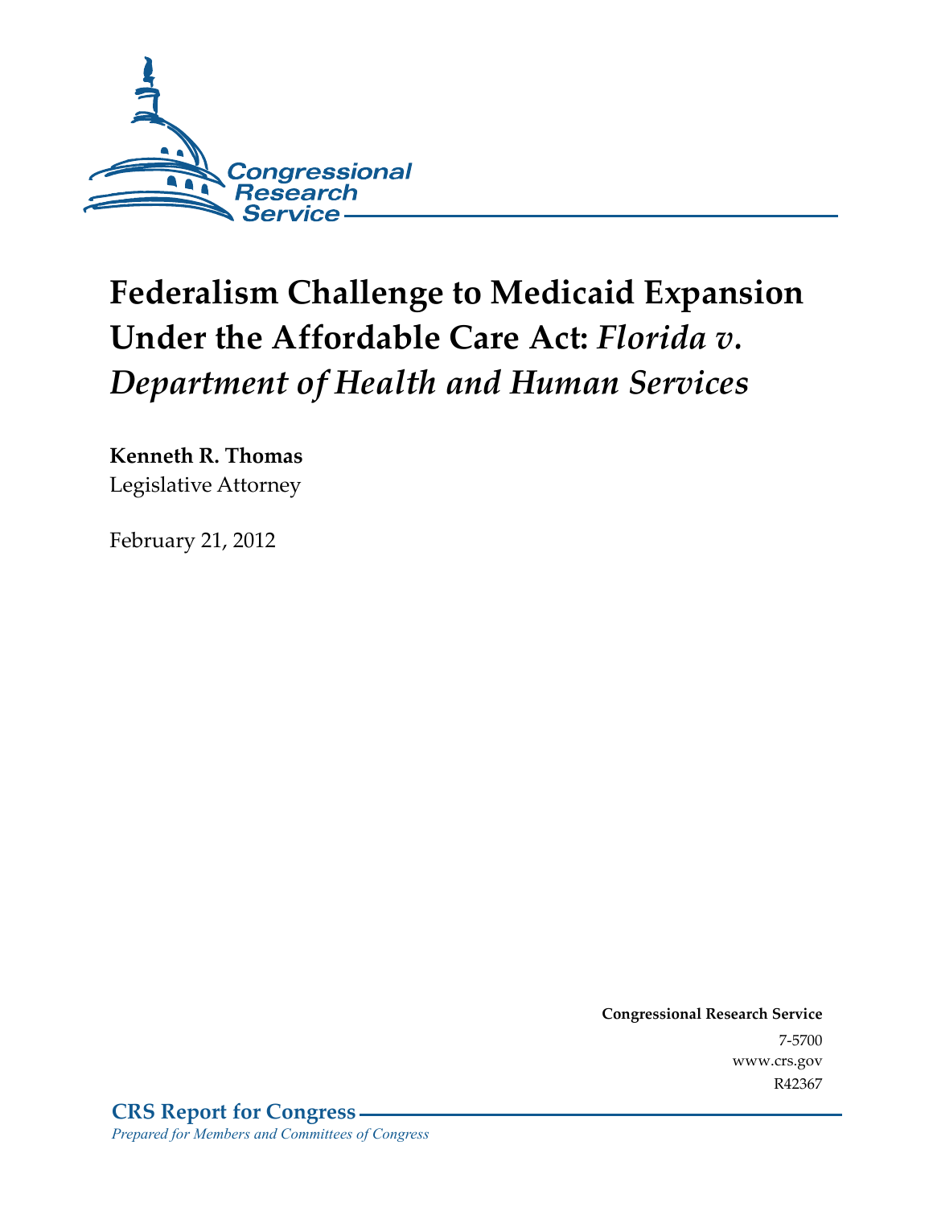Congressional Research Service

# Federalism Challenge to Medicaid Expansion Under the Affordable Care Act: *Florida v. Department of Health and Human Services*

**Kenneth R. Thomas**
Legislative Attorney

February 21, 2012

**Congressional Research Service**
7-5700
www.crs.gov
R42367

**CRS Report for Congress**
*Prepared for Members and Committees of Congress*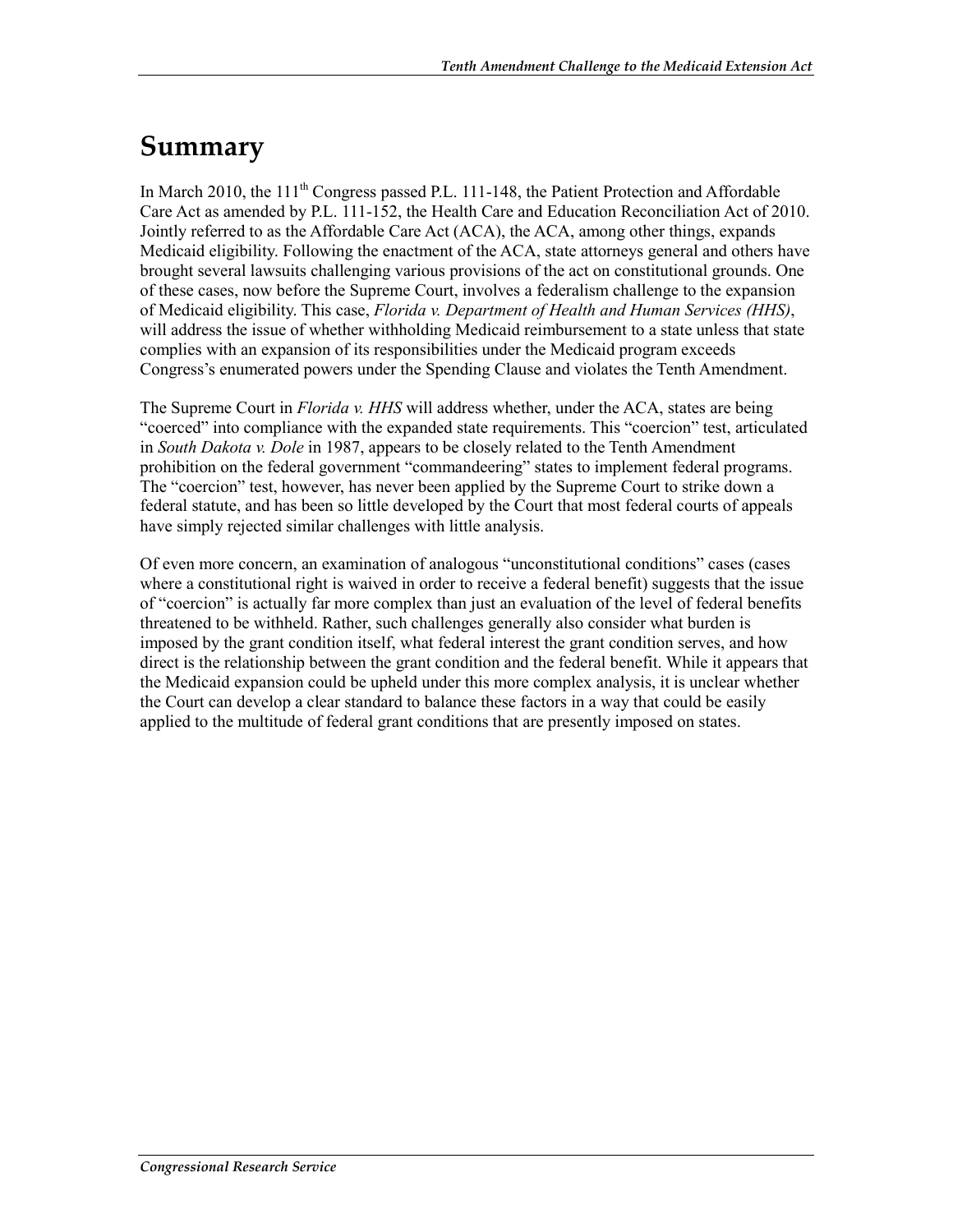# Summary

In March 2010, the 111th Congress passed P.L. 111-148, the Patient Protection and Affordable Care Act as amended by P.L. 111-152, the Health Care and Education Reconciliation Act of 2010. Jointly referred to as the Affordable Care Act (ACA), the ACA, among other things, expands Medicaid eligibility. Following the enactment of the ACA, state attorneys general and others have brought several lawsuits challenging various provisions of the act on constitutional grounds. One of these cases, now before the Supreme Court, involves a federalism challenge to the expansion of Medicaid eligibility. This case, *Florida v. Department of Health and Human Services (HHS)*, will address the issue of whether withholding Medicaid reimbursement to a state unless that state complies with an expansion of its responsibilities under the Medicaid program exceeds Congress's enumerated powers under the Spending Clause and violates the Tenth Amendment.

The Supreme Court in *Florida v. HHS* will address whether, under the ACA, states are being "coerced" into compliance with the expanded state requirements. This "coercion" test, articulated in *South Dakota v. Dole* in 1987, appears to be closely related to the Tenth Amendment prohibition on the federal government "commandeering" states to implement federal programs. The "coercion" test, however, has never been applied by the Supreme Court to strike down a federal statute, and has been so little developed by the Court that most federal courts of appeals have simply rejected similar challenges with little analysis.

Of even more concern, an examination of analogous "unconstitutional conditions" cases (cases where a constitutional right is waived in order to receive a federal benefit) suggests that the issue of "coercion" is actually far more complex than just an evaluation of the level of federal benefits threatened to be withheld. Rather, such challenges generally also consider what burden is imposed by the grant condition itself, what federal interest the grant condition serves, and how direct is the relationship between the grant condition and the federal benefit. While it appears that the Medicaid expansion could be upheld under this more complex analysis, it is unclear whether the Court can develop a clear standard to balance these factors in a way that could be easily applied to the multitude of federal grant conditions that are presently imposed on states.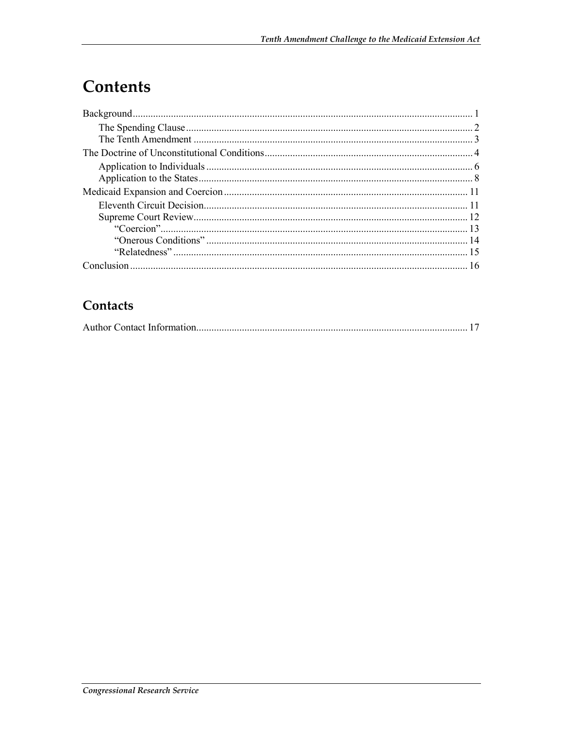# Contents

Background ..... 1
- The Spending Clause ..... 2
- The Tenth Amendment ..... 3

The Doctrine of Unconstitutional Conditions ..... 4
- Application to Individuals ..... 6
- Application to the States ..... 8

Medicaid Expansion and Coercion ..... 11
- Eleventh Circuit Decision ..... 11
- Supreme Court Review ..... 12
  - "Coercion" ..... 13
  - "Onerous Conditions" ..... 14
  - "Relatedness" ..... 15

Conclusion ..... 16

## Contacts

Author Contact Information ..... 17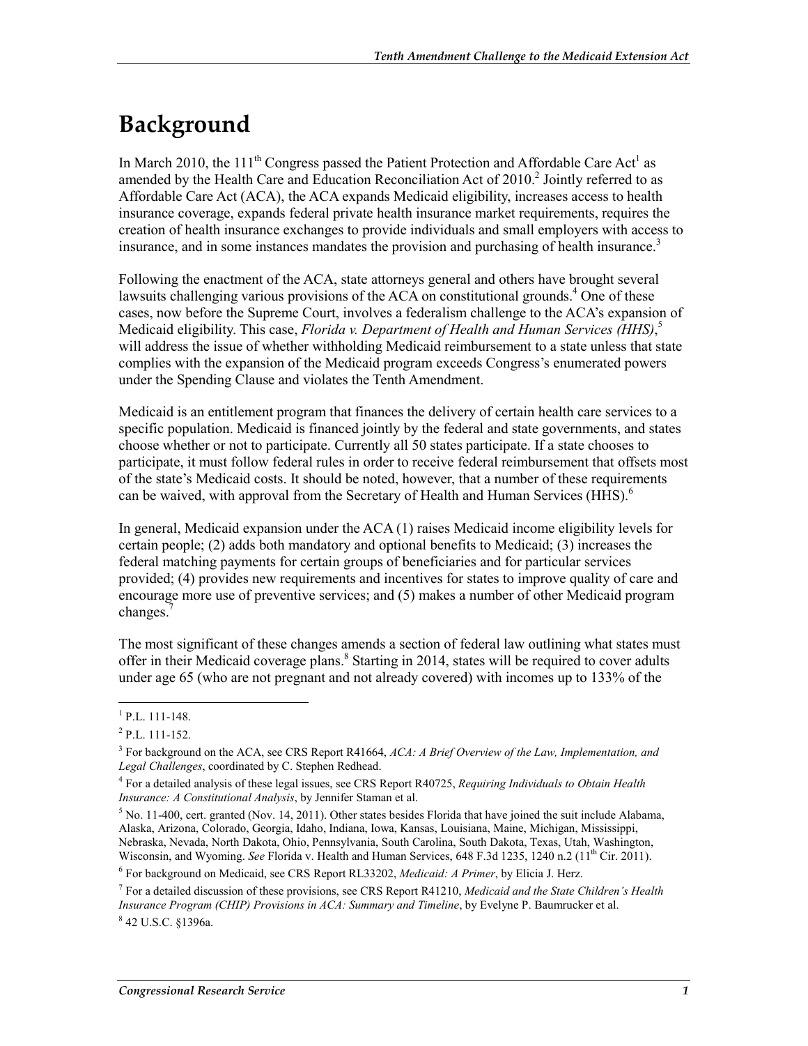# Background

In March 2010, the 111th Congress passed the Patient Protection and Affordable Care Act[1] as amended by the Health Care and Education Reconciliation Act of 2010.[2] Jointly referred to as Affordable Care Act (ACA), the ACA expands Medicaid eligibility, increases access to health insurance coverage, expands federal private health insurance market requirements, requires the creation of health insurance exchanges to provide individuals and small employers with access to insurance, and in some instances mandates the provision and purchasing of health insurance.[3]

Following the enactment of the ACA, state attorneys general and others have brought several lawsuits challenging various provisions of the ACA on constitutional grounds.[4] One of these cases, now before the Supreme Court, involves a federalism challenge to the ACA's expansion of Medicaid eligibility. This case, *Florida v. Department of Health and Human Services (HHS)*,[5] will address the issue of whether withholding Medicaid reimbursement to a state unless that state complies with the expansion of the Medicaid program exceeds Congress's enumerated powers under the Spending Clause and violates the Tenth Amendment.

Medicaid is an entitlement program that finances the delivery of certain health care services to a specific population. Medicaid is financed jointly by the federal and state governments, and states choose whether or not to participate. Currently all 50 states participate. If a state chooses to participate, it must follow federal rules in order to receive federal reimbursement that offsets most of the state's Medicaid costs. It should be noted, however, that a number of these requirements can be waived, with approval from the Secretary of Health and Human Services (HHS).[6]

In general, Medicaid expansion under the ACA (1) raises Medicaid income eligibility levels for certain people; (2) adds both mandatory and optional benefits to Medicaid; (3) increases the federal matching payments for certain groups of beneficiaries and for particular services provided; (4) provides new requirements and incentives for states to improve quality of care and encourage more use of preventive services; and (5) makes a number of other Medicaid program changes.[7]

The most significant of these changes amends a section of federal law outlining what states must offer in their Medicaid coverage plans.[8] Starting in 2014, states will be required to cover adults under age 65 (who are not pregnant and not already covered) with incomes up to 133% of the

---

[1] P.L. 111-148.

[2] P.L. 111-152.

[3] For background on the ACA, see CRS Report R41664, *ACA: A Brief Overview of the Law, Implementation, and Legal Challenges*, coordinated by C. Stephen Redhead.

[4] For a detailed analysis of these legal issues, see CRS Report R40725, *Requiring Individuals to Obtain Health Insurance: A Constitutional Analysis*, by Jennifer Staman et al.

[5] No. 11-400, cert. granted (Nov. 14, 2011). Other states besides Florida that have joined the suit include Alabama, Alaska, Arizona, Colorado, Georgia, Idaho, Indiana, Iowa, Kansas, Louisiana, Maine, Michigan, Mississippi, Nebraska, Nevada, North Dakota, Ohio, Pennsylvania, South Carolina, South Dakota, Texas, Utah, Washington, Wisconsin, and Wyoming. *See* Florida v. Health and Human Services, 648 F.3d 1235, 1240 n.2 (11th Cir. 2011).

[6] For background on Medicaid, see CRS Report RL33202, *Medicaid: A Primer*, by Elicia J. Herz.

[7] For a detailed discussion of these provisions, see CRS Report R41210, *Medicaid and the State Children's Health Insurance Program (CHIP) Provisions in ACA: Summary and Timeline*, by Evelyne P. Baumrucker et al.

[8] 42 U.S.C. §1396a.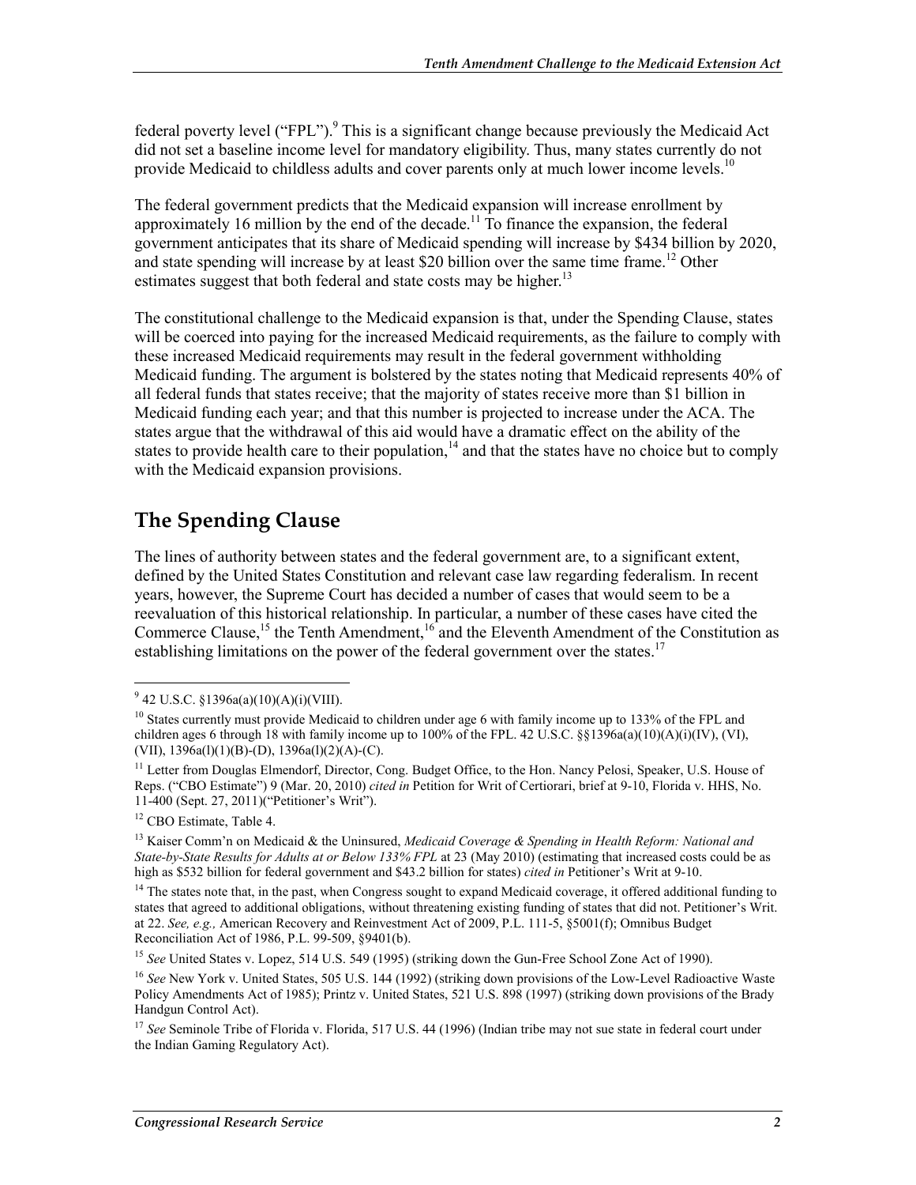federal poverty level (“FPL”).[9] This is a significant change because previously the Medicaid Act did not set a baseline income level for mandatory eligibility. Thus, many states currently do not provide Medicaid to childless adults and cover parents only at much lower income levels.[10]

The federal government predicts that the Medicaid expansion will increase enrollment by approximately 16 million by the end of the decade.[11] To finance the expansion, the federal government anticipates that its share of Medicaid spending will increase by $434 billion by 2020, and state spending will increase by at least $20 billion over the same time frame.[12] Other estimates suggest that both federal and state costs may be higher.[13]

The constitutional challenge to the Medicaid expansion is that, under the Spending Clause, states will be coerced into paying for the increased Medicaid requirements, as the failure to comply with these increased Medicaid requirements may result in the federal government withholding Medicaid funding. The argument is bolstered by the states noting that Medicaid represents 40% of all federal funds that states receive; that the majority of states receive more than $1 billion in Medicaid funding each year; and that this number is projected to increase under the ACA. The states argue that the withdrawal of this aid would have a dramatic effect on the ability of the states to provide health care to their population,[14] and that the states have no choice but to comply with the Medicaid expansion provisions.

## The Spending Clause

The lines of authority between states and the federal government are, to a significant extent, defined by the United States Constitution and relevant case law regarding federalism. In recent years, however, the Supreme Court has decided a number of cases that would seem to be a reevaluation of this historical relationship. In particular, a number of these cases have cited the Commerce Clause,[15] the Tenth Amendment,[16] and the Eleventh Amendment of the Constitution as establishing limitations on the power of the federal government over the states.[17]

---

[9] 42 U.S.C. §1396a(a)(10)(A)(i)(VIII).

[10] States currently must provide Medicaid to children under age 6 with family income up to 133% of the FPL and children ages 6 through 18 with family income up to 100% of the FPL. 42 U.S.C. §§1396a(a)(10)(A)(i)(IV), (VI), (VII), 1396a(l)(1)(B)-(D), 1396a(l)(2)(A)-(C).

[11] Letter from Douglas Elmendorf, Director, Cong. Budget Office, to the Hon. Nancy Pelosi, Speaker, U.S. House of Reps. (“CBO Estimate”) 9 (Mar. 20, 2010) *cited in* Petition for Writ of Certiorari, brief at 9-10, Florida v. HHS, No. 11-400 (Sept. 27, 2011)(“Petitioner’s Writ”).

[12] CBO Estimate, Table 4.

[13] Kaiser Comm’n on Medicaid & the Uninsured, *Medicaid Coverage & Spending in Health Reform: National and State-by-State Results for Adults at or Below 133% FPL* at 23 (May 2010) (estimating that increased costs could be as high as $532 billion for federal government and $43.2 billion for states) *cited in* Petitioner’s Writ at 9-10.

[14] The states note that, in the past, when Congress sought to expand Medicaid coverage, it offered additional funding to states that agreed to additional obligations, without threatening existing funding of states that did not. Petitioner’s Writ. at 22. *See, e.g.,* American Recovery and Reinvestment Act of 2009, P.L. 111-5, §5001(f); Omnibus Budget Reconciliation Act of 1986, P.L. 99-509, §9401(b).

[15] *See* United States v. Lopez, 514 U.S. 549 (1995) (striking down the Gun-Free School Zone Act of 1990).

[16] *See* New York v. United States, 505 U.S. 144 (1992) (striking down provisions of the Low-Level Radioactive Waste Policy Amendments Act of 1985); Printz v. United States, 521 U.S. 898 (1997) (striking down provisions of the Brady Handgun Control Act).

[17] *See* Seminole Tribe of Florida v. Florida, 517 U.S. 44 (1996) (Indian tribe may not sue state in federal court under the Indian Gaming Regulatory Act).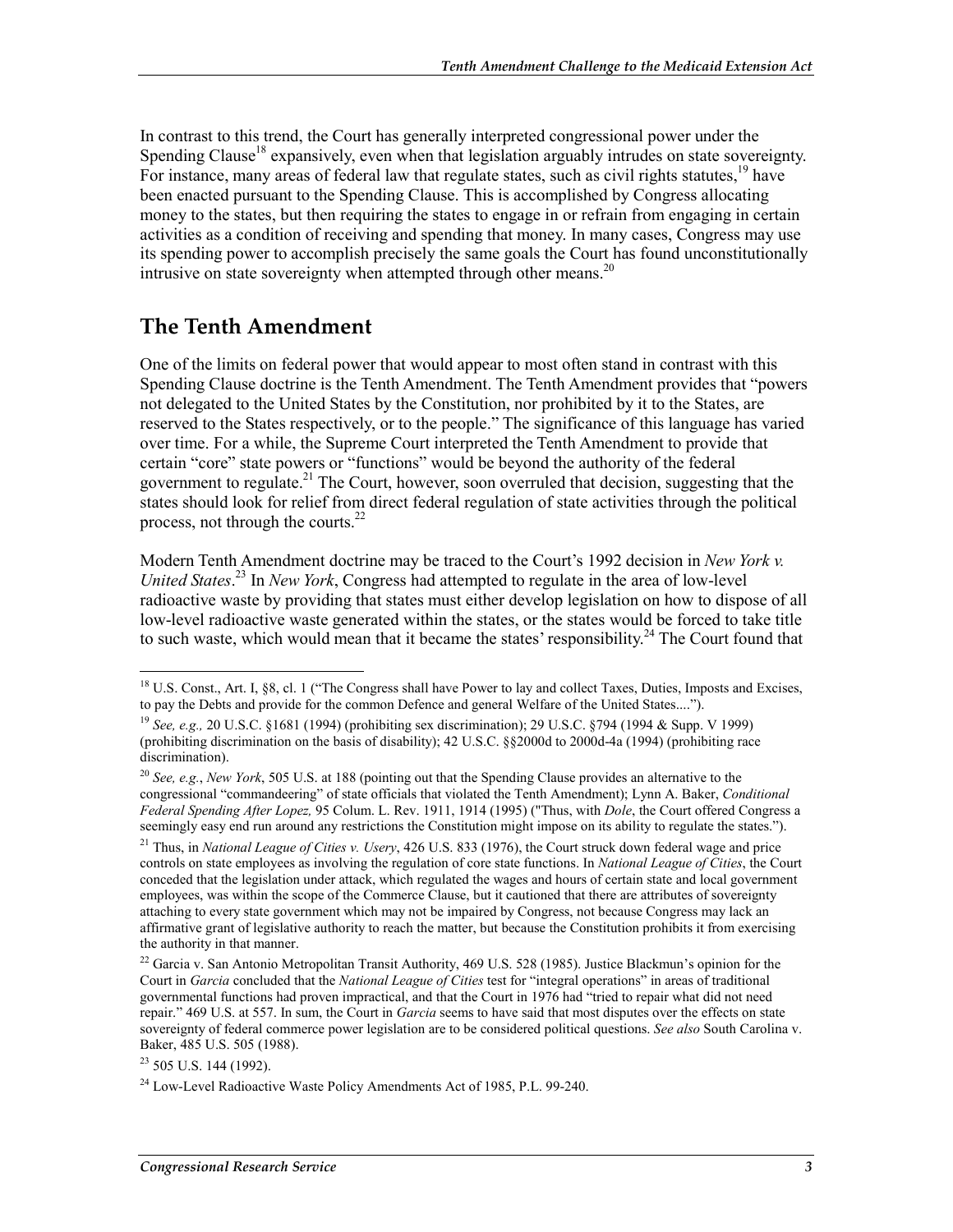In contrast to this trend, the Court has generally interpreted congressional power under the Spending Clause[18] expansively, even when that legislation arguably intrudes on state sovereignty. For instance, many areas of federal law that regulate states, such as civil rights statutes,[19] have been enacted pursuant to the Spending Clause. This is accomplished by Congress allocating money to the states, but then requiring the states to engage in or refrain from engaging in certain activities as a condition of receiving and spending that money. In many cases, Congress may use its spending power to accomplish precisely the same goals the Court has found unconstitutionally intrusive on state sovereignty when attempted through other means.[20]

## The Tenth Amendment

One of the limits on federal power that would appear to most often stand in contrast with this Spending Clause doctrine is the Tenth Amendment. The Tenth Amendment provides that "powers not delegated to the United States by the Constitution, nor prohibited by it to the States, are reserved to the States respectively, or to the people." The significance of this language has varied over time. For a while, the Supreme Court interpreted the Tenth Amendment to provide that certain "core" state powers or "functions" would be beyond the authority of the federal government to regulate.[21] The Court, however, soon overruled that decision, suggesting that the states should look for relief from direct federal regulation of state activities through the political process, not through the courts.[22]

Modern Tenth Amendment doctrine may be traced to the Court's 1992 decision in *New York v. United States*.[23] In *New York*, Congress had attempted to regulate in the area of low-level radioactive waste by providing that states must either develop legislation on how to dispose of all low-level radioactive waste generated within the states, or the states would be forced to take title to such waste, which would mean that it became the states' responsibility.[24] The Court found that

---

[18] U.S. Const., Art. I, §8, cl. 1 ("The Congress shall have Power to lay and collect Taxes, Duties, Imposts and Excises, to pay the Debts and provide for the common Defence and general Welfare of the United States....").

[19] *See, e.g.,* 20 U.S.C. §1681 (1994) (prohibiting sex discrimination); 29 U.S.C. §794 (1994 & Supp. V 1999) (prohibiting discrimination on the basis of disability); 42 U.S.C. §§2000d to 2000d-4a (1994) (prohibiting race discrimination).

[20] *See, e.g.*, *New York*, 505 U.S. at 188 (pointing out that the Spending Clause provides an alternative to the congressional "commandeering" of state officials that violated the Tenth Amendment); Lynn A. Baker, *Conditional Federal Spending After Lopez,* 95 Colum. L. Rev. 1911, 1914 (1995) ("Thus, with *Dole*, the Court offered Congress a seemingly easy end run around any restrictions the Constitution might impose on its ability to regulate the states.").

[21] Thus, in *National League of Cities v. Usery*, 426 U.S. 833 (1976), the Court struck down federal wage and price controls on state employees as involving the regulation of core state functions. In *National League of Cities*, the Court conceded that the legislation under attack, which regulated the wages and hours of certain state and local government employees, was within the scope of the Commerce Clause, but it cautioned that there are attributes of sovereignty attaching to every state government which may not be impaired by Congress, not because Congress may lack an affirmative grant of legislative authority to reach the matter, but because the Constitution prohibits it from exercising the authority in that manner.

[22] Garcia v. San Antonio Metropolitan Transit Authority, 469 U.S. 528 (1985). Justice Blackmun's opinion for the Court in *Garcia* concluded that the *National League of Cities* test for "integral operations" in areas of traditional governmental functions had proven impractical, and that the Court in 1976 had "tried to repair what did not need repair." 469 U.S. at 557. In sum, the Court in *Garcia* seems to have said that most disputes over the effects on state sovereignty of federal commerce power legislation are to be considered political questions. *See also* South Carolina v. Baker, 485 U.S. 505 (1988).

[23] 505 U.S. 144 (1992).

[24] Low-Level Radioactive Waste Policy Amendments Act of 1985, P.L. 99-240.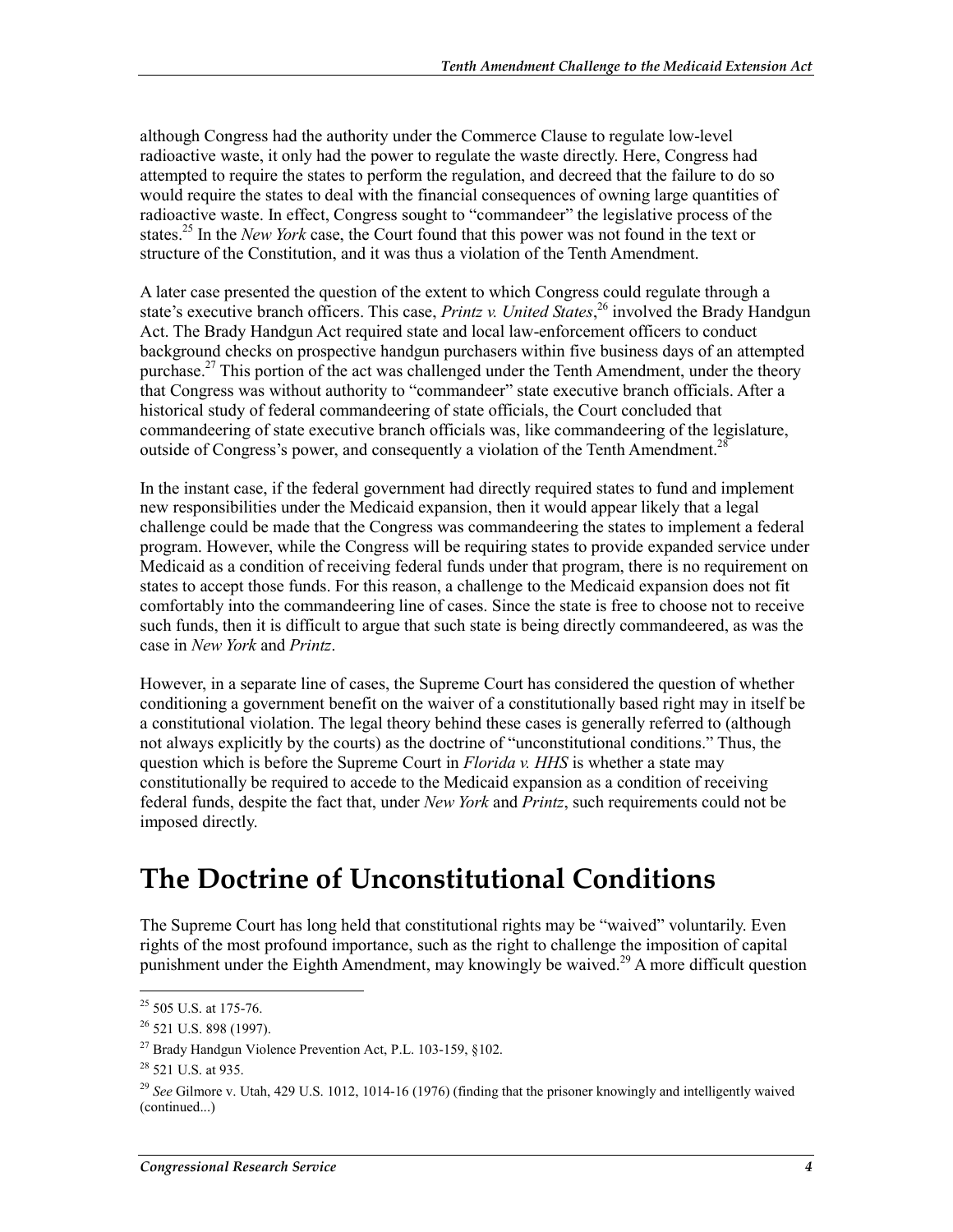although Congress had the authority under the Commerce Clause to regulate low-level radioactive waste, it only had the power to regulate the waste directly. Here, Congress had attempted to require the states to perform the regulation, and decreed that the failure to do so would require the states to deal with the financial consequences of owning large quantities of radioactive waste. In effect, Congress sought to "commandeer" the legislative process of the states.[25] In the *New York* case, the Court found that this power was not found in the text or structure of the Constitution, and it was thus a violation of the Tenth Amendment.

A later case presented the question of the extent to which Congress could regulate through a state's executive branch officers. This case, *Printz v. United States*,[26] involved the Brady Handgun Act. The Brady Handgun Act required state and local law-enforcement officers to conduct background checks on prospective handgun purchasers within five business days of an attempted purchase.[27] This portion of the act was challenged under the Tenth Amendment, under the theory that Congress was without authority to "commandeer" state executive branch officials. After a historical study of federal commandeering of state officials, the Court concluded that commandeering of state executive branch officials was, like commandeering of the legislature, outside of Congress's power, and consequently a violation of the Tenth Amendment.[28]

In the instant case, if the federal government had directly required states to fund and implement new responsibilities under the Medicaid expansion, then it would appear likely that a legal challenge could be made that the Congress was commandeering the states to implement a federal program. However, while the Congress will be requiring states to provide expanded service under Medicaid as a condition of receiving federal funds under that program, there is no requirement on states to accept those funds. For this reason, a challenge to the Medicaid expansion does not fit comfortably into the commandeering line of cases. Since the state is free to choose not to receive such funds, then it is difficult to argue that such state is being directly commandeered, as was the case in *New York* and *Printz*.

However, in a separate line of cases, the Supreme Court has considered the question of whether conditioning a government benefit on the waiver of a constitutionally based right may in itself be a constitutional violation. The legal theory behind these cases is generally referred to (although not always explicitly by the courts) as the doctrine of "unconstitutional conditions." Thus, the question which is before the Supreme Court in *Florida v. HHS* is whether a state may constitutionally be required to accede to the Medicaid expansion as a condition of receiving federal funds, despite the fact that, under *New York* and *Printz*, such requirements could not be imposed directly.

# The Doctrine of Unconstitutional Conditions

The Supreme Court has long held that constitutional rights may be "waived" voluntarily. Even rights of the most profound importance, such as the right to challenge the imposition of capital punishment under the Eighth Amendment, may knowingly be waived.[29] A more difficult question

---

[25] 505 U.S. at 175-76.

[26] 521 U.S. 898 (1997).

[27] Brady Handgun Violence Prevention Act, P.L. 103-159, §102.

[28] 521 U.S. at 935.

[29] *See* Gilmore v. Utah, 429 U.S. 1012, 1014-16 (1976) (finding that the prisoner knowingly and intelligently waived (continued...)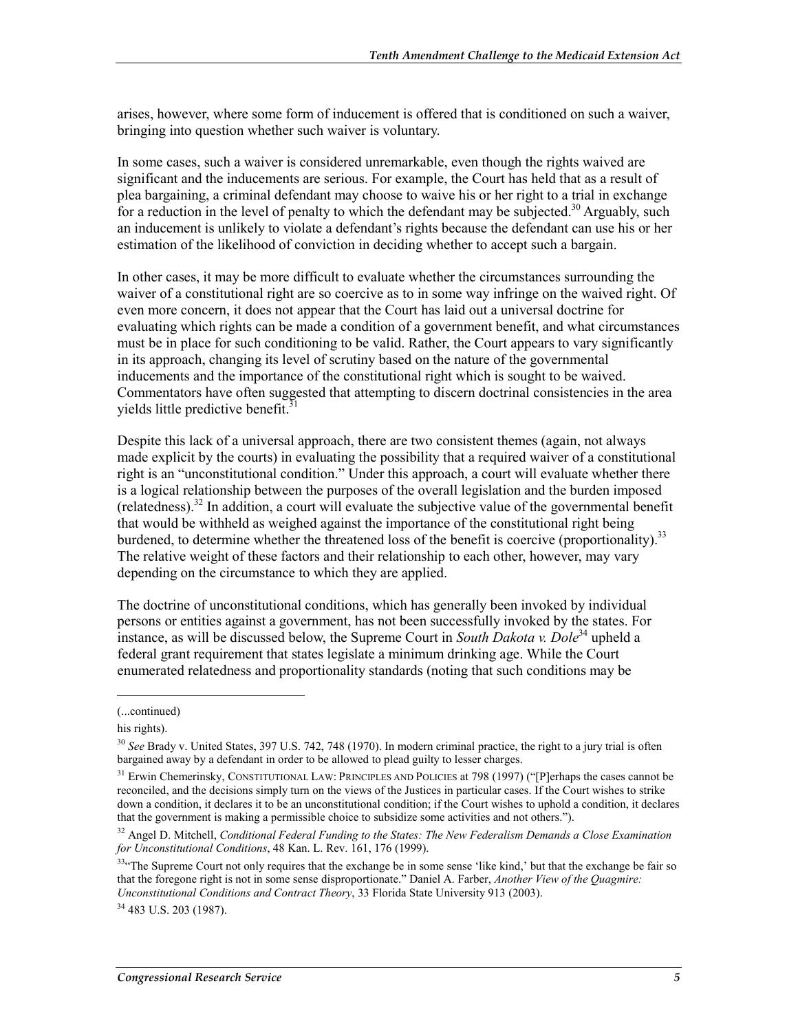arises, however, where some form of inducement is offered that is conditioned on such a waiver, bringing into question whether such waiver is voluntary.

In some cases, such a waiver is considered unremarkable, even though the rights waived are significant and the inducements are serious. For example, the Court has held that as a result of plea bargaining, a criminal defendant may choose to waive his or her right to a trial in exchange for a reduction in the level of penalty to which the defendant may be subjected.[30] Arguably, such an inducement is unlikely to violate a defendant's rights because the defendant can use his or her estimation of the likelihood of conviction in deciding whether to accept such a bargain.

In other cases, it may be more difficult to evaluate whether the circumstances surrounding the waiver of a constitutional right are so coercive as to in some way infringe on the waived right. Of even more concern, it does not appear that the Court has laid out a universal doctrine for evaluating which rights can be made a condition of a government benefit, and what circumstances must be in place for such conditioning to be valid. Rather, the Court appears to vary significantly in its approach, changing its level of scrutiny based on the nature of the governmental inducements and the importance of the constitutional right which is sought to be waived. Commentators have often suggested that attempting to discern doctrinal consistencies in the area yields little predictive benefit.[31]

Despite this lack of a universal approach, there are two consistent themes (again, not always made explicit by the courts) in evaluating the possibility that a required waiver of a constitutional right is an "unconstitutional condition." Under this approach, a court will evaluate whether there is a logical relationship between the purposes of the overall legislation and the burden imposed (relatedness).[32] In addition, a court will evaluate the subjective value of the governmental benefit that would be withheld as weighed against the importance of the constitutional right being burdened, to determine whether the threatened loss of the benefit is coercive (proportionality).[33] The relative weight of these factors and their relationship to each other, however, may vary depending on the circumstance to which they are applied.

The doctrine of unconstitutional conditions, which has generally been invoked by individual persons or entities against a government, has not been successfully invoked by the states. For instance, as will be discussed below, the Supreme Court in *South Dakota v. Dole*[34] upheld a federal grant requirement that states legislate a minimum drinking age. While the Court enumerated relatedness and proportionality standards (noting that such conditions may be

---

(...continued)

his rights).

[30] *See* Brady v. United States, 397 U.S. 742, 748 (1970). In modern criminal practice, the right to a jury trial is often bargained away by a defendant in order to be allowed to plead guilty to lesser charges.

[31] Erwin Chemerinsky, CONSTITUTIONAL LAW: PRINCIPLES AND POLICIES at 798 (1997) ("[P]erhaps the cases cannot be reconciled, and the decisions simply turn on the views of the Justices in particular cases. If the Court wishes to strike down a condition, it declares it to be an unconstitutional condition; if the Court wishes to uphold a condition, it declares that the government is making a permissible choice to subsidize some activities and not others.").

[32] Angel D. Mitchell, *Conditional Federal Funding to the States: The New Federalism Demands a Close Examination for Unconstitutional Conditions*, 48 Kan. L. Rev. 161, 176 (1999).

[33] "The Supreme Court not only requires that the exchange be in some sense 'like kind,' but that the exchange be fair so that the foregone right is not in some sense disproportionate." Daniel A. Farber, *Another View of the Quagmire: Unconstitutional Conditions and Contract Theory*, 33 Florida State University 913 (2003).

[34] 483 U.S. 203 (1987).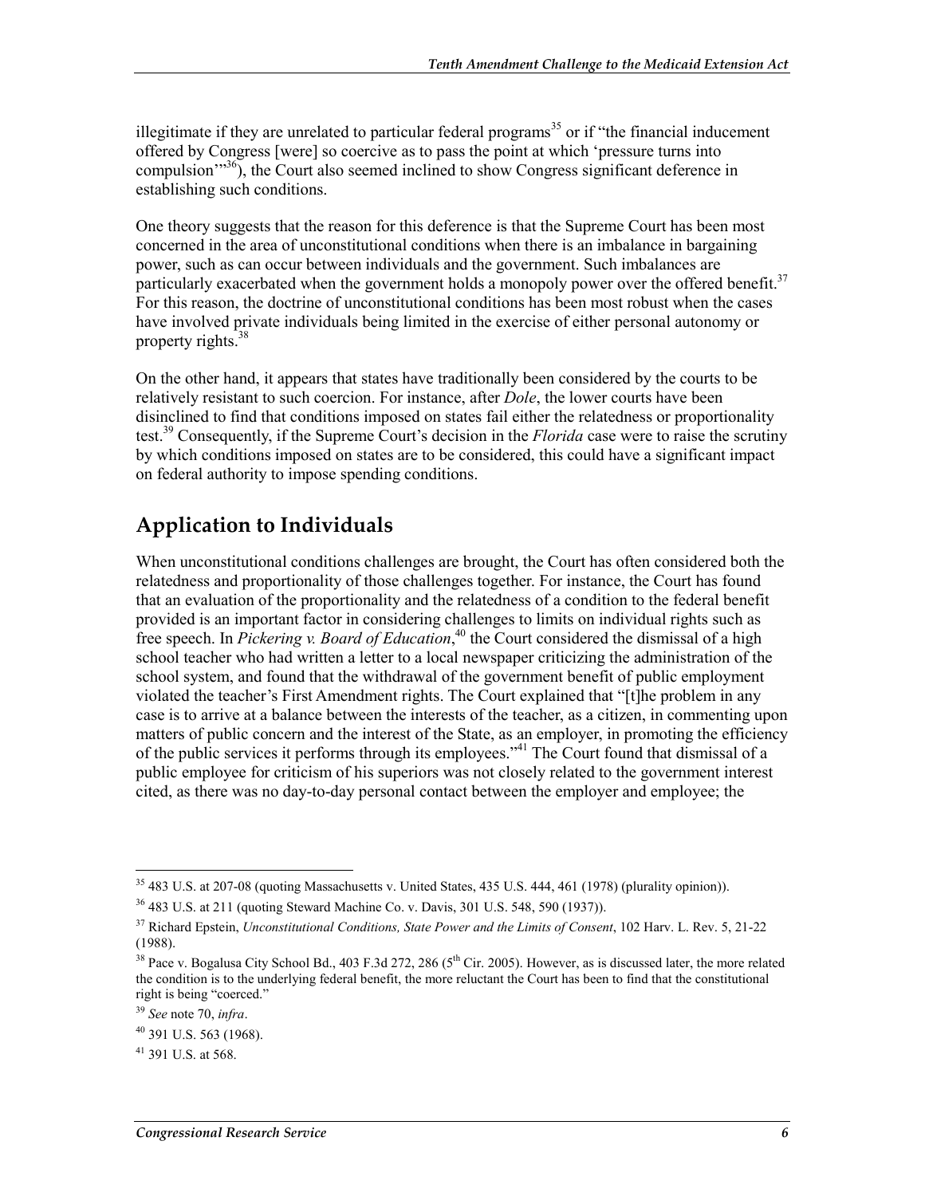illegitimate if they are unrelated to particular federal programs[35] or if "the financial inducement offered by Congress [were] so coercive as to pass the point at which 'pressure turns into compulsion'"[36]), the Court also seemed inclined to show Congress significant deference in establishing such conditions.

One theory suggests that the reason for this deference is that the Supreme Court has been most concerned in the area of unconstitutional conditions when there is an imbalance in bargaining power, such as can occur between individuals and the government. Such imbalances are particularly exacerbated when the government holds a monopoly power over the offered benefit.[37] For this reason, the doctrine of unconstitutional conditions has been most robust when the cases have involved private individuals being limited in the exercise of either personal autonomy or property rights.[38]

On the other hand, it appears that states have traditionally been considered by the courts to be relatively resistant to such coercion. For instance, after *Dole*, the lower courts have been disinclined to find that conditions imposed on states fail either the relatedness or proportionality test.[39] Consequently, if the Supreme Court's decision in the *Florida* case were to raise the scrutiny by which conditions imposed on states are to be considered, this could have a significant impact on federal authority to impose spending conditions.

## Application to Individuals

When unconstitutional conditions challenges are brought, the Court has often considered both the relatedness and proportionality of those challenges together. For instance, the Court has found that an evaluation of the proportionality and the relatedness of a condition to the federal benefit provided is an important factor in considering challenges to limits on individual rights such as free speech. In *Pickering v. Board of Education*,[40] the Court considered the dismissal of a high school teacher who had written a letter to a local newspaper criticizing the administration of the school system, and found that the withdrawal of the government benefit of public employment violated the teacher's First Amendment rights. The Court explained that "[t]he problem in any case is to arrive at a balance between the interests of the teacher, as a citizen, in commenting upon matters of public concern and the interest of the State, as an employer, in promoting the efficiency of the public services it performs through its employees."[41] The Court found that dismissal of a public employee for criticism of his superiors was not closely related to the government interest cited, as there was no day-to-day personal contact between the employer and employee; the

---

[35] 483 U.S. at 207-08 (quoting Massachusetts v. United States, 435 U.S. 444, 461 (1978) (plurality opinion)).

[36] 483 U.S. at 211 (quoting Steward Machine Co. v. Davis, 301 U.S. 548, 590 (1937)).

[37] Richard Epstein, *Unconstitutional Conditions, State Power and the Limits of Consent*, 102 Harv. L. Rev. 5, 21-22 (1988).

[38] Pace v. Bogalusa City School Bd., 403 F.3d 272, 286 (5th Cir. 2005). However, as is discussed later, the more related the condition is to the underlying federal benefit, the more reluctant the Court has been to find that the constitutional right is being "coerced."

[39] *See* note 70, *infra*.

[40] 391 U.S. 563 (1968).

[41] 391 U.S. at 568.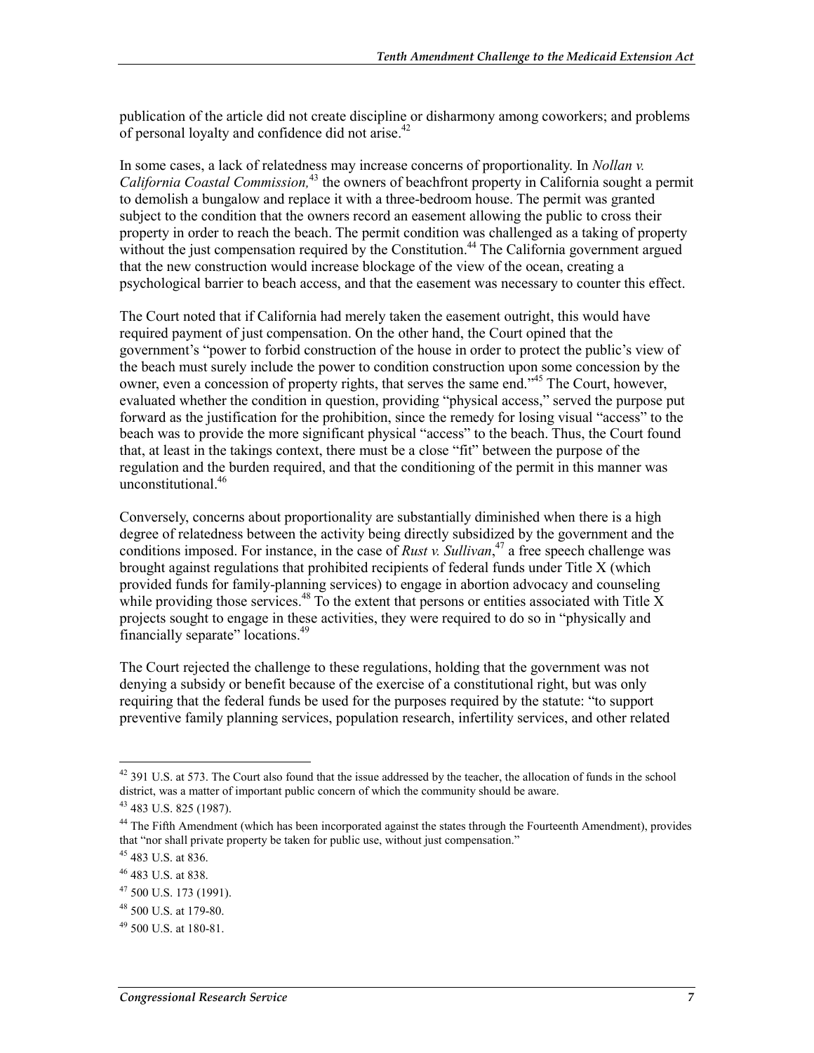publication of the article did not create discipline or disharmony among coworkers; and problems of personal loyalty and confidence did not arise.[42]

In some cases, a lack of relatedness may increase concerns of proportionality. In *Nollan v. California Coastal Commission,*[43] the owners of beachfront property in California sought a permit to demolish a bungalow and replace it with a three-bedroom house. The permit was granted subject to the condition that the owners record an easement allowing the public to cross their property in order to reach the beach. The permit condition was challenged as a taking of property without the just compensation required by the Constitution.[44] The California government argued that the new construction would increase blockage of the view of the ocean, creating a psychological barrier to beach access, and that the easement was necessary to counter this effect.

The Court noted that if California had merely taken the easement outright, this would have required payment of just compensation. On the other hand, the Court opined that the government's "power to forbid construction of the house in order to protect the public's view of the beach must surely include the power to condition construction upon some concession by the owner, even a concession of property rights, that serves the same end."[45] The Court, however, evaluated whether the condition in question, providing "physical access," served the purpose put forward as the justification for the prohibition, since the remedy for losing visual "access" to the beach was to provide the more significant physical "access" to the beach. Thus, the Court found that, at least in the takings context, there must be a close "fit" between the purpose of the regulation and the burden required, and that the conditioning of the permit in this manner was unconstitutional.[46]

Conversely, concerns about proportionality are substantially diminished when there is a high degree of relatedness between the activity being directly subsidized by the government and the conditions imposed. For instance, in the case of *Rust v. Sullivan*,[47] a free speech challenge was brought against regulations that prohibited recipients of federal funds under Title X (which provided funds for family-planning services) to engage in abortion advocacy and counseling while providing those services.[48] To the extent that persons or entities associated with Title X projects sought to engage in these activities, they were required to do so in "physically and financially separate" locations.[49]

The Court rejected the challenge to these regulations, holding that the government was not denying a subsidy or benefit because of the exercise of a constitutional right, but was only requiring that the federal funds be used for the purposes required by the statute: "to support preventive family planning services, population research, infertility services, and other related

---

[42] 391 U.S. at 573. The Court also found that the issue addressed by the teacher, the allocation of funds in the school district, was a matter of important public concern of which the community should be aware.

[43] 483 U.S. 825 (1987).

[44] The Fifth Amendment (which has been incorporated against the states through the Fourteenth Amendment), provides that "nor shall private property be taken for public use, without just compensation."

[45] 483 U.S. at 836.

[46] 483 U.S. at 838.

[47] 500 U.S. 173 (1991).

[48] 500 U.S. at 179-80.

[49] 500 U.S. at 180-81.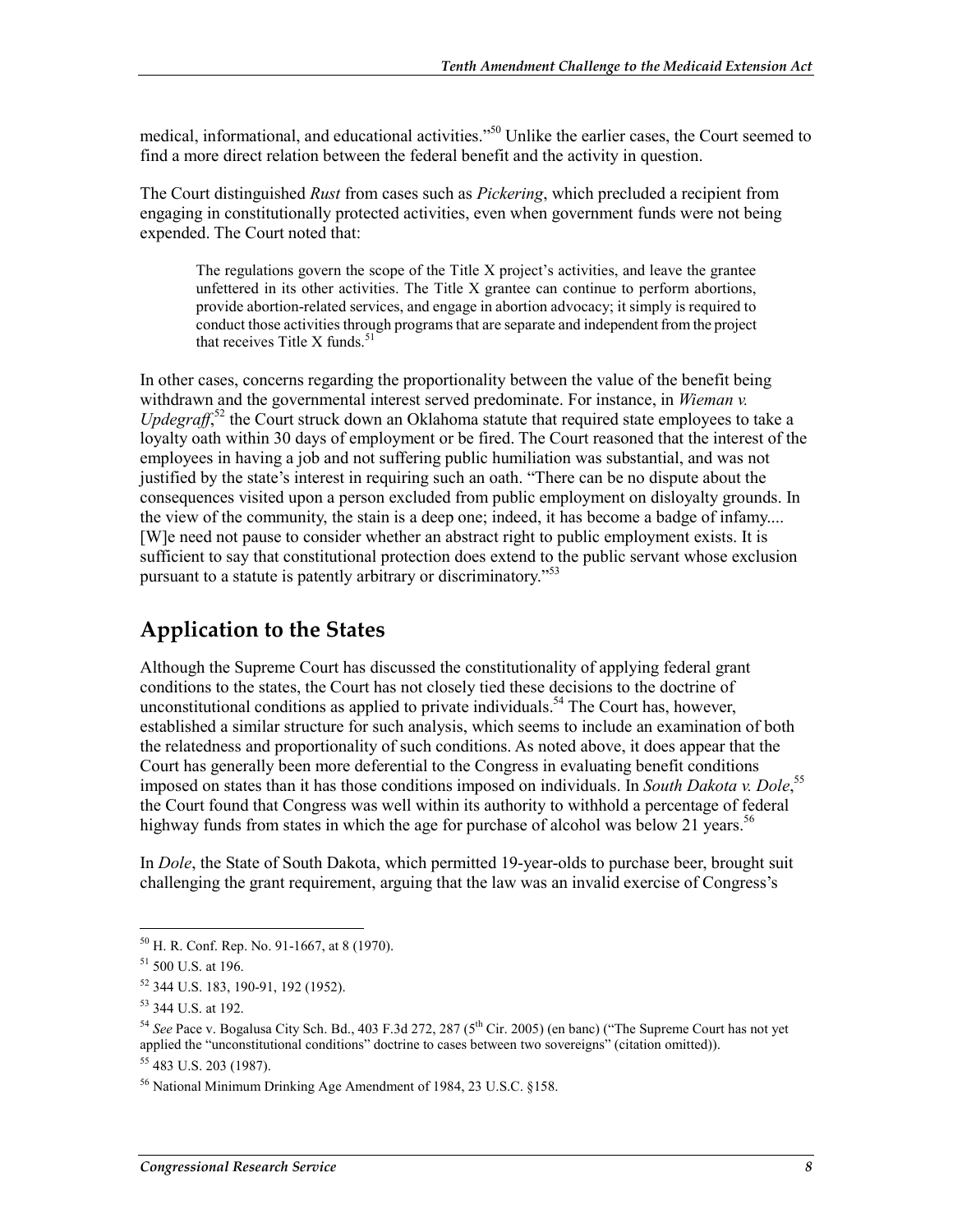medical, informational, and educational activities."[50] Unlike the earlier cases, the Court seemed to find a more direct relation between the federal benefit and the activity in question.

The Court distinguished *Rust* from cases such as *Pickering*, which precluded a recipient from engaging in constitutionally protected activities, even when government funds were not being expended. The Court noted that:

> The regulations govern the scope of the Title X project's activities, and leave the grantee unfettered in its other activities. The Title X grantee can continue to perform abortions, provide abortion-related services, and engage in abortion advocacy; it simply is required to conduct those activities through programs that are separate and independent from the project that receives Title X funds.[51]

In other cases, concerns regarding the proportionality between the value of the benefit being withdrawn and the governmental interest served predominate. For instance, in *Wieman v. Updegraff*,[52] the Court struck down an Oklahoma statute that required state employees to take a loyalty oath within 30 days of employment or be fired. The Court reasoned that the interest of the employees in having a job and not suffering public humiliation was substantial, and was not justified by the state's interest in requiring such an oath. "There can be no dispute about the consequences visited upon a person excluded from public employment on disloyalty grounds. In the view of the community, the stain is a deep one; indeed, it has become a badge of infamy.... [W]e need not pause to consider whether an abstract right to public employment exists. It is sufficient to say that constitutional protection does extend to the public servant whose exclusion pursuant to a statute is patently arbitrary or discriminatory."[53]

## Application to the States

Although the Supreme Court has discussed the constitutionality of applying federal grant conditions to the states, the Court has not closely tied these decisions to the doctrine of unconstitutional conditions as applied to private individuals.[54] The Court has, however, established a similar structure for such analysis, which seems to include an examination of both the relatedness and proportionality of such conditions. As noted above, it does appear that the Court has generally been more deferential to the Congress in evaluating benefit conditions imposed on states than it has those conditions imposed on individuals. In *South Dakota v. Dole*,[55] the Court found that Congress was well within its authority to withhold a percentage of federal highway funds from states in which the age for purchase of alcohol was below 21 years.[56]

In *Dole*, the State of South Dakota, which permitted 19-year-olds to purchase beer, brought suit challenging the grant requirement, arguing that the law was an invalid exercise of Congress's

---

[50] H. R. Conf. Rep. No. 91-1667, at 8 (1970).

[51] 500 U.S. at 196.

[52] 344 U.S. 183, 190-91, 192 (1952).

[53] 344 U.S. at 192.

[54] *See* Pace v. Bogalusa City Sch. Bd., 403 F.3d 272, 287 (5th Cir. 2005) (en banc) ("The Supreme Court has not yet applied the "unconstitutional conditions" doctrine to cases between two sovereigns" (citation omitted)).

[55] 483 U.S. 203 (1987).

[56] National Minimum Drinking Age Amendment of 1984, 23 U.S.C. §158.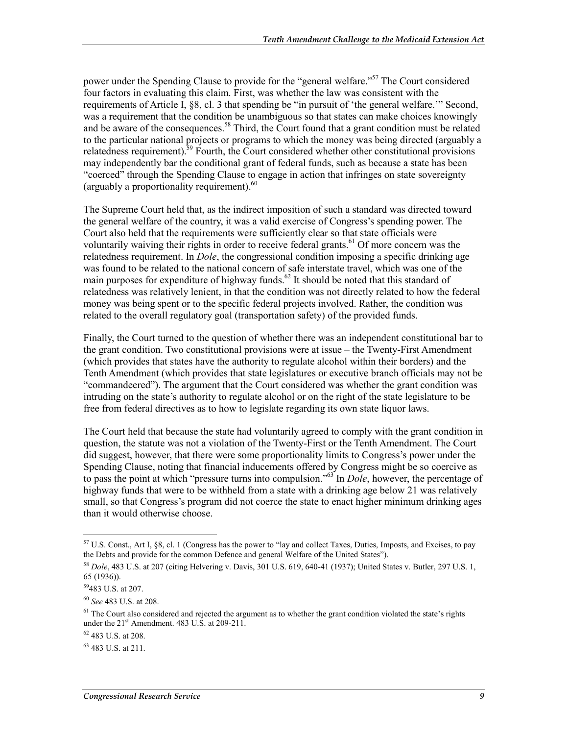power under the Spending Clause to provide for the "general welfare."[57] The Court considered four factors in evaluating this claim. First, was whether the law was consistent with the requirements of Article I, §8, cl. 3 that spending be "in pursuit of 'the general welfare.'" Second, was a requirement that the condition be unambiguous so that states can make choices knowingly and be aware of the consequences.[58] Third, the Court found that a grant condition must be related to the particular national projects or programs to which the money was being directed (arguably a relatedness requirement).[59] Fourth, the Court considered whether other constitutional provisions may independently bar the conditional grant of federal funds, such as because a state has been "coerced" through the Spending Clause to engage in action that infringes on state sovereignty (arguably a proportionality requirement).[60]

The Supreme Court held that, as the indirect imposition of such a standard was directed toward the general welfare of the country, it was a valid exercise of Congress's spending power. The Court also held that the requirements were sufficiently clear so that state officials were voluntarily waiving their rights in order to receive federal grants.[61] Of more concern was the relatedness requirement. In *Dole*, the congressional condition imposing a specific drinking age was found to be related to the national concern of safe interstate travel, which was one of the main purposes for expenditure of highway funds.[62] It should be noted that this standard of relatedness was relatively lenient, in that the condition was not directly related to how the federal money was being spent or to the specific federal projects involved. Rather, the condition was related to the overall regulatory goal (transportation safety) of the provided funds.

Finally, the Court turned to the question of whether there was an independent constitutional bar to the grant condition. Two constitutional provisions were at issue – the Twenty-First Amendment (which provides that states have the authority to regulate alcohol within their borders) and the Tenth Amendment (which provides that state legislatures or executive branch officials may not be "commandeered"). The argument that the Court considered was whether the grant condition was intruding on the state's authority to regulate alcohol or on the right of the state legislature to be free from federal directives as to how to legislate regarding its own state liquor laws.

The Court held that because the state had voluntarily agreed to comply with the grant condition in question, the statute was not a violation of the Twenty-First or the Tenth Amendment. The Court did suggest, however, that there were some proportionality limits to Congress's power under the Spending Clause, noting that financial inducements offered by Congress might be so coercive as to pass the point at which "pressure turns into compulsion."[63] In *Dole*, however, the percentage of highway funds that were to be withheld from a state with a drinking age below 21 was relatively small, so that Congress's program did not coerce the state to enact higher minimum drinking ages than it would otherwise choose.

---

[57] U.S. Const., Art I, §8, cl. 1 (Congress has the power to "lay and collect Taxes, Duties, Imposts, and Excises, to pay the Debts and provide for the common Defence and general Welfare of the United States").

[58] *Dole*, 483 U.S. at 207 (citing Helvering v. Davis, 301 U.S. 619, 640-41 (1937); United States v. Butler, 297 U.S. 1, 65 (1936)).

[59] 483 U.S. at 207.

[60] *See* 483 U.S. at 208.

[61] The Court also considered and rejected the argument as to whether the grant condition violated the state's rights under the 21st Amendment. 483 U.S. at 209-211.

[62] 483 U.S. at 208.

[63] 483 U.S. at 211.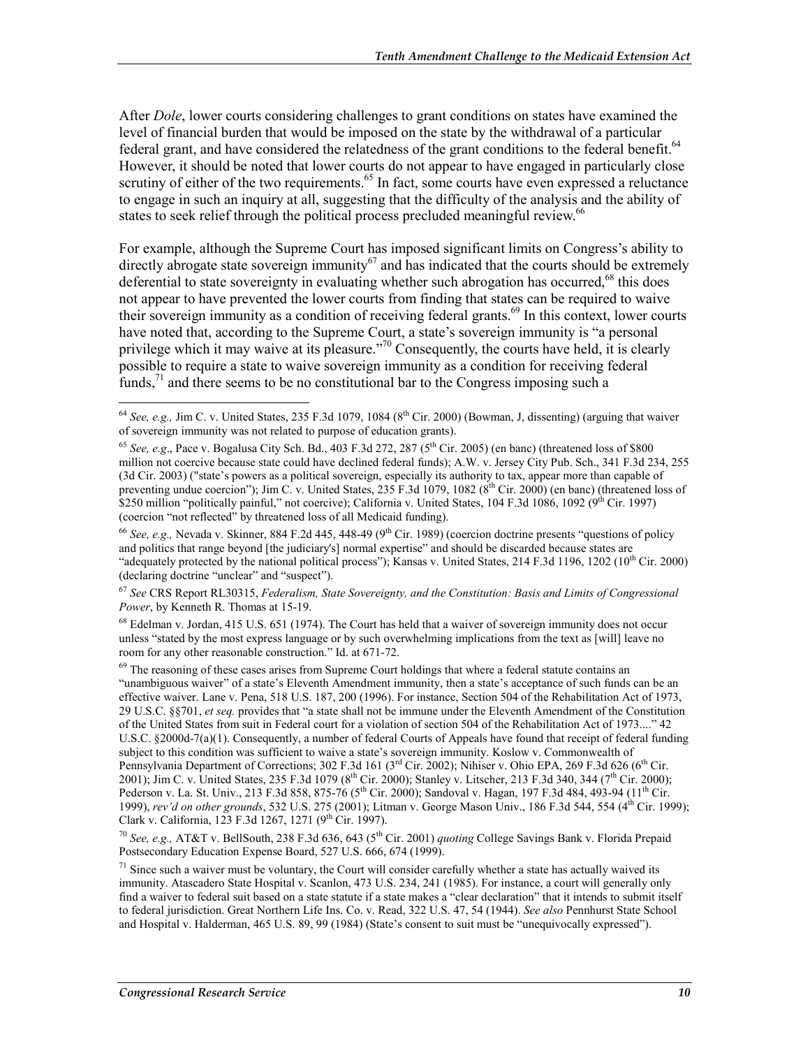After *Dole*, lower courts considering challenges to grant conditions on states have examined the level of financial burden that would be imposed on the state by the withdrawal of a particular federal grant, and have considered the relatedness of the grant conditions to the federal benefit.[64] However, it should be noted that lower courts do not appear to have engaged in particularly close scrutiny of either of the two requirements.[65] In fact, some courts have even expressed a reluctance to engage in such an inquiry at all, suggesting that the difficulty of the analysis and the ability of states to seek relief through the political process precluded meaningful review.[66]

For example, although the Supreme Court has imposed significant limits on Congress's ability to directly abrogate state sovereign immunity[67] and has indicated that the courts should be extremely deferential to state sovereignty in evaluating whether such abrogation has occurred,[68] this does not appear to have prevented the lower courts from finding that states can be required to waive their sovereign immunity as a condition of receiving federal grants.[69] In this context, lower courts have noted that, according to the Supreme Court, a state's sovereign immunity is "a personal privilege which it may waive at its pleasure."[70] Consequently, the courts have held, it is clearly possible to require a state to waive sovereign immunity as a condition for receiving federal funds,[71] and there seems to be no constitutional bar to the Congress imposing such a

---

[64] *See, e.g.,* Jim C. v. United States, 235 F.3d 1079, 1084 (8th Cir. 2000) (Bowman, J, dissenting) (arguing that waiver of sovereign immunity was not related to purpose of education grants).

[65] *See, e.g*., Pace v. Bogalusa City Sch. Bd., 403 F.3d 272, 287 (5th Cir. 2005) (en banc) (threatened loss of $800 million not coercive because state could have declined federal funds); A.W. v. Jersey City Pub. Sch., 341 F.3d 234, 255 (3d Cir. 2003) ("state's powers as a political sovereign, especially its authority to tax, appear more than capable of preventing undue coercion"); Jim C. v. United States, 235 F.3d 1079, 1082 (8th Cir. 2000) (en banc) (threatened loss of $250 million "politically painful," not coercive); California v. United States, 104 F.3d 1086, 1092 (9th Cir. 1997) (coercion "not reflected" by threatened loss of all Medicaid funding).

[66] *See, e.g.,* Nevada v. Skinner, 884 F.2d 445, 448-49 (9th Cir. 1989) (coercion doctrine presents "questions of policy and politics that range beyond [the judiciary's] normal expertise" and should be discarded because states are "adequately protected by the national political process"); Kansas v. United States, 214 F.3d 1196, 1202 (10th Cir. 2000) (declaring doctrine "unclear" and "suspect").

[67] *See* CRS Report RL30315, *Federalism, State Sovereignty, and the Constitution: Basis and Limits of Congressional Power*, by Kenneth R. Thomas at 15-19.

[68] Edelman v. Jordan, 415 U.S. 651 (1974). The Court has held that a waiver of sovereign immunity does not occur unless "stated by the most express language or by such overwhelming implications from the text as [will] leave no room for any other reasonable construction." Id. at 671-72.

[69] The reasoning of these cases arises from Supreme Court holdings that where a federal statute contains an "unambiguous waiver" of a state's Eleventh Amendment immunity, then a state's acceptance of such funds can be an effective waiver. Lane v. Pena, 518 U.S. 187, 200 (1996). For instance, Section 504 of the Rehabilitation Act of 1973, 29 U.S.C. §§701, *et seq.* provides that "a state shall not be immune under the Eleventh Amendment of the Constitution of the United States from suit in Federal court for a violation of section 504 of the Rehabilitation Act of 1973...." 42 U.S.C. §2000d-7(a)(1). Consequently, a number of federal Courts of Appeals have found that receipt of federal funding subject to this condition was sufficient to waive a state's sovereign immunity. Koslow v. Commonwealth of Pennsylvania Department of Corrections; 302 F.3d 161 (3rd Cir. 2002); Nihiser v. Ohio EPA, 269 F.3d 626 (6th Cir. 2001); Jim C. v. United States, 235 F.3d 1079 (8th Cir. 2000); Stanley v. Litscher, 213 F.3d 340, 344 (7th Cir. 2000); Pederson v. La. St. Univ., 213 F.3d 858, 875-76 (5th Cir. 2000); Sandoval v. Hagan, 197 F.3d 484, 493-94 (11th Cir. 1999), *rev'd on other grounds*, 532 U.S. 275 (2001); Litman v. George Mason Univ., 186 F.3d 544, 554 (4th Cir. 1999); Clark v. California, 123 F.3d 1267, 1271 (9th Cir. 1997).

[70] *See, e.g.,* AT&T v. BellSouth, 238 F.3d 636, 643 (5th Cir. 2001) *quoting* College Savings Bank v. Florida Prepaid Postsecondary Education Expense Board, 527 U.S. 666, 674 (1999).

[71] Since such a waiver must be voluntary, the Court will consider carefully whether a state has actually waived its immunity. Atascadero State Hospital v. Scanlon, 473 U.S. 234, 241 (1985). For instance, a court will generally only find a waiver to federal suit based on a state statute if a state makes a "clear declaration" that it intends to submit itself to federal jurisdiction. Great Northern Life Ins. Co. v. Read, 322 U.S. 47, 54 (1944). *See also* Pennhurst State School and Hospital v. Halderman, 465 U.S. 89, 99 (1984) (State's consent to suit must be "unequivocally expressed").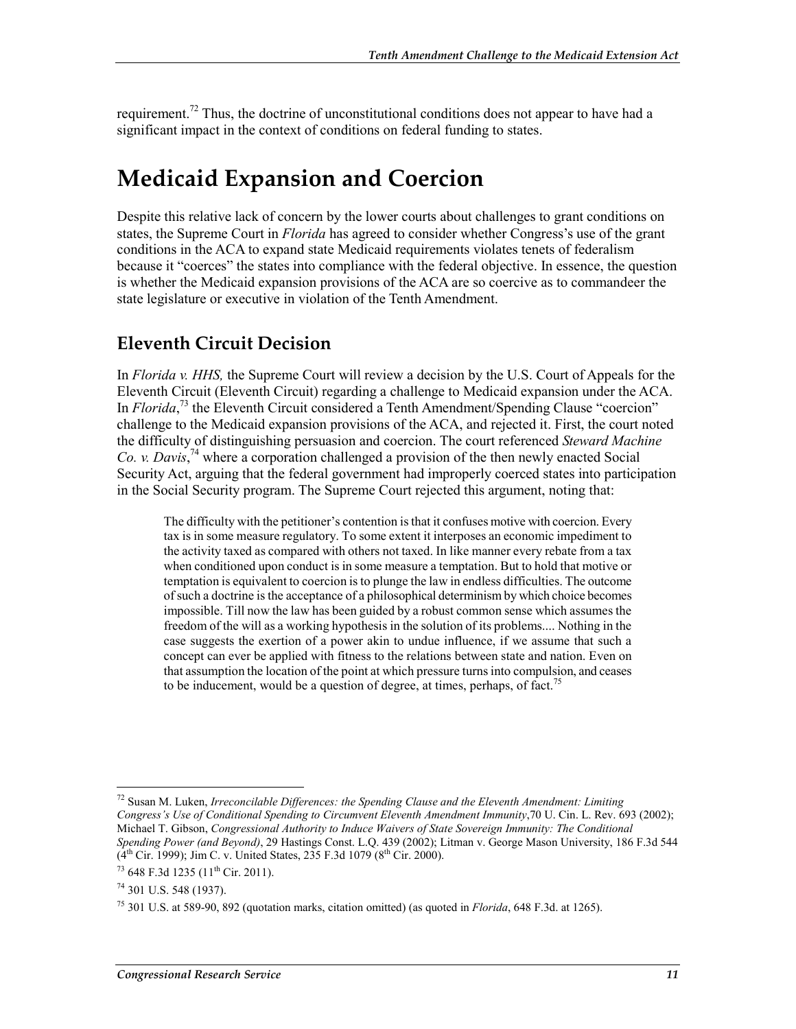requirement.[72] Thus, the doctrine of unconstitutional conditions does not appear to have had a significant impact in the context of conditions on federal funding to states.

# Medicaid Expansion and Coercion

Despite this relative lack of concern by the lower courts about challenges to grant conditions on states, the Supreme Court in *Florida* has agreed to consider whether Congress's use of the grant conditions in the ACA to expand state Medicaid requirements violates tenets of federalism because it "coerces" the states into compliance with the federal objective. In essence, the question is whether the Medicaid expansion provisions of the ACA are so coercive as to commandeer the state legislature or executive in violation of the Tenth Amendment.

## Eleventh Circuit Decision

In *Florida v. HHS,* the Supreme Court will review a decision by the U.S. Court of Appeals for the Eleventh Circuit (Eleventh Circuit) regarding a challenge to Medicaid expansion under the ACA. In *Florida*,[73] the Eleventh Circuit considered a Tenth Amendment/Spending Clause "coercion" challenge to the Medicaid expansion provisions of the ACA, and rejected it. First, the court noted the difficulty of distinguishing persuasion and coercion. The court referenced *Steward Machine Co. v. Davis*,[74] where a corporation challenged a provision of the then newly enacted Social Security Act, arguing that the federal government had improperly coerced states into participation in the Social Security program. The Supreme Court rejected this argument, noting that:

> The difficulty with the petitioner's contention is that it confuses motive with coercion. Every tax is in some measure regulatory. To some extent it interposes an economic impediment to the activity taxed as compared with others not taxed. In like manner every rebate from a tax when conditioned upon conduct is in some measure a temptation. But to hold that motive or temptation is equivalent to coercion is to plunge the law in endless difficulties. The outcome of such a doctrine is the acceptance of a philosophical determinism by which choice becomes impossible. Till now the law has been guided by a robust common sense which assumes the freedom of the will as a working hypothesis in the solution of its problems.... Nothing in the case suggests the exertion of a power akin to undue influence, if we assume that such a concept can ever be applied with fitness to the relations between state and nation. Even on that assumption the location of the point at which pressure turns into compulsion, and ceases to be inducement, would be a question of degree, at times, perhaps, of fact.[75]

---

[72] Susan M. Luken, *Irreconcilable Differences: the Spending Clause and the Eleventh Amendment: Limiting Congress's Use of Conditional Spending to Circumvent Eleventh Amendment Immunity*,70 U. Cin. L. Rev. 693 (2002); Michael T. Gibson, *Congressional Authority to Induce Waivers of State Sovereign Immunity: The Conditional Spending Power (and Beyond)*, 29 Hastings Const. L.Q. 439 (2002); Litman v. George Mason University, 186 F.3d 544 (4th Cir. 1999); Jim C. v. United States, 235 F.3d 1079 (8th Cir. 2000).

[73] 648 F.3d 1235 (11th Cir. 2011).

[74] 301 U.S. 548 (1937).

[75] 301 U.S. at 589-90, 892 (quotation marks, citation omitted) (as quoted in *Florida*, 648 F.3d. at 1265).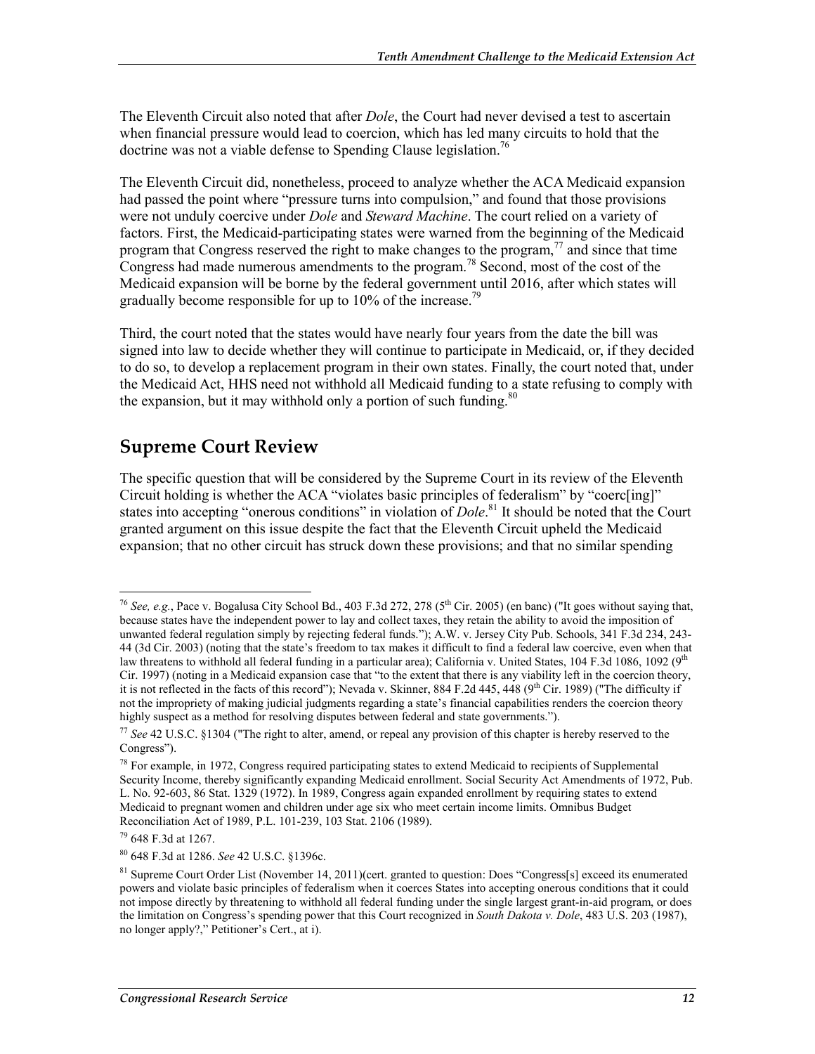The Eleventh Circuit also noted that after *Dole*, the Court had never devised a test to ascertain when financial pressure would lead to coercion, which has led many circuits to hold that the doctrine was not a viable defense to Spending Clause legislation.[76]

The Eleventh Circuit did, nonetheless, proceed to analyze whether the ACA Medicaid expansion had passed the point where "pressure turns into compulsion," and found that those provisions were not unduly coercive under *Dole* and *Steward Machine*. The court relied on a variety of factors. First, the Medicaid-participating states were warned from the beginning of the Medicaid program that Congress reserved the right to make changes to the program,[77] and since that time Congress had made numerous amendments to the program.[78] Second, most of the cost of the Medicaid expansion will be borne by the federal government until 2016, after which states will gradually become responsible for up to 10% of the increase.[79]

Third, the court noted that the states would have nearly four years from the date the bill was signed into law to decide whether they will continue to participate in Medicaid, or, if they decided to do so, to develop a replacement program in their own states. Finally, the court noted that, under the Medicaid Act, HHS need not withhold all Medicaid funding to a state refusing to comply with the expansion, but it may withhold only a portion of such funding.[80]

## Supreme Court Review

The specific question that will be considered by the Supreme Court in its review of the Eleventh Circuit holding is whether the ACA "violates basic principles of federalism" by "coerc[ing]" states into accepting "onerous conditions" in violation of *Dole*.[81] It should be noted that the Court granted argument on this issue despite the fact that the Eleventh Circuit upheld the Medicaid expansion; that no other circuit has struck down these provisions; and that no similar spending

---

[76] *See, e.g.*, Pace v. Bogalusa City School Bd., 403 F.3d 272, 278 (5th Cir. 2005) (en banc) ("It goes without saying that, because states have the independent power to lay and collect taxes, they retain the ability to avoid the imposition of unwanted federal regulation simply by rejecting federal funds."); A.W. v. Jersey City Pub. Schools, 341 F.3d 234, 243-44 (3d Cir. 2003) (noting that the state's freedom to tax makes it difficult to find a federal law coercive, even when that law threatens to withhold all federal funding in a particular area); California v. United States, 104 F.3d 1086, 1092 (9th Cir. 1997) (noting in a Medicaid expansion case that "to the extent that there is any viability left in the coercion theory, it is not reflected in the facts of this record"); Nevada v. Skinner, 884 F.2d 445, 448 (9th Cir. 1989) ("The difficulty if not the impropriety of making judicial judgments regarding a state's financial capabilities renders the coercion theory highly suspect as a method for resolving disputes between federal and state governments.").

[77] *See* 42 U.S.C. §1304 ("The right to alter, amend, or repeal any provision of this chapter is hereby reserved to the Congress").

[78] For example, in 1972, Congress required participating states to extend Medicaid to recipients of Supplemental Security Income, thereby significantly expanding Medicaid enrollment. Social Security Act Amendments of 1972, Pub. L. No. 92-603, 86 Stat. 1329 (1972). In 1989, Congress again expanded enrollment by requiring states to extend Medicaid to pregnant women and children under age six who meet certain income limits. Omnibus Budget Reconciliation Act of 1989, P.L. 101-239, 103 Stat. 2106 (1989).

[79] 648 F.3d at 1267.

[80] 648 F.3d at 1286. *See* 42 U.S.C. §1396c.

[81] Supreme Court Order List (November 14, 2011)(cert. granted to question: Does "Congress[s] exceed its enumerated powers and violate basic principles of federalism when it coerces States into accepting onerous conditions that it could not impose directly by threatening to withhold all federal funding under the single largest grant-in-aid program, or does the limitation on Congress's spending power that this Court recognized in *South Dakota v. Dole*, 483 U.S. 203 (1987), no longer apply?," Petitioner's Cert., at i).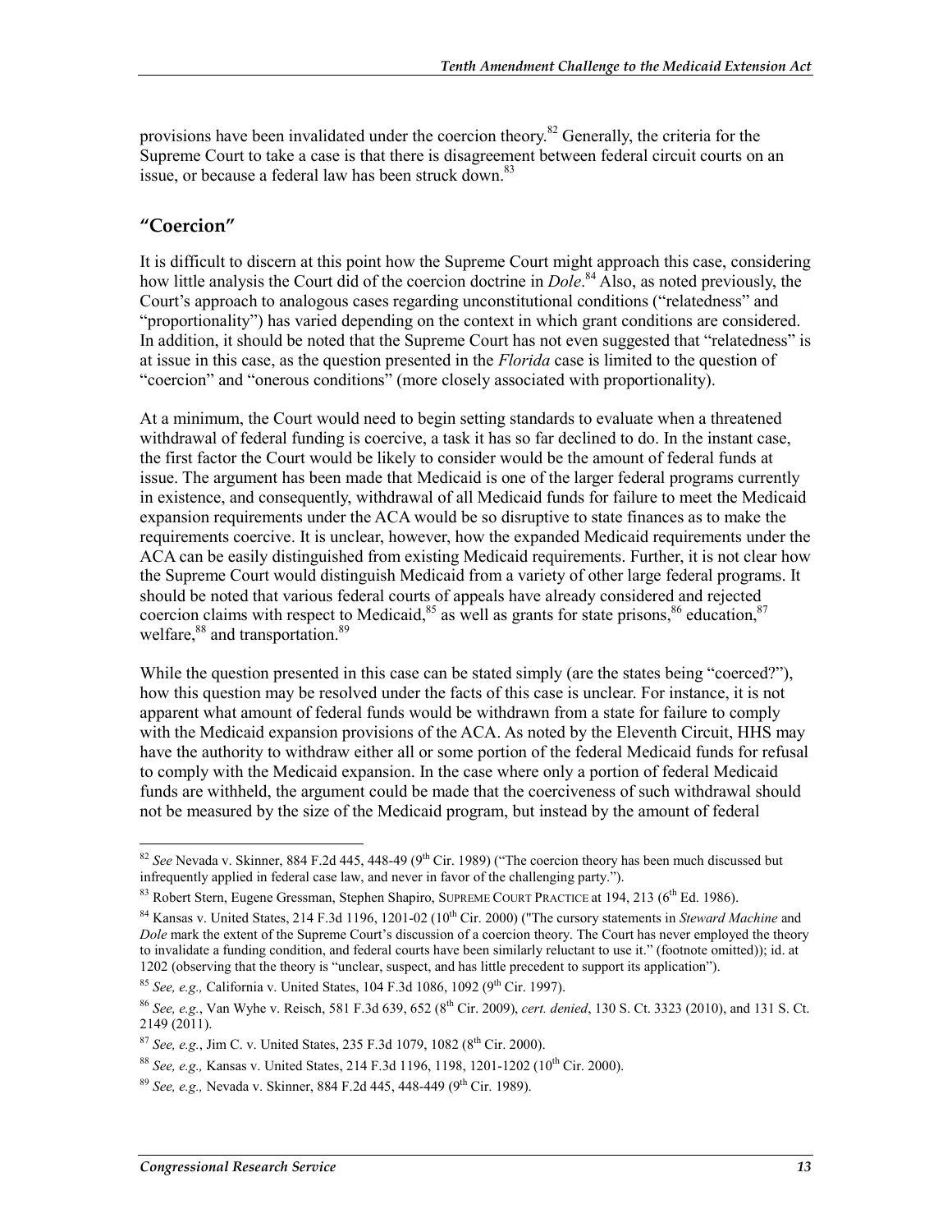provisions have been invalidated under the coercion theory.[82] Generally, the criteria for the Supreme Court to take a case is that there is disagreement between federal circuit courts on an issue, or because a federal law has been struck down.[83]

## "Coercion"

It is difficult to discern at this point how the Supreme Court might approach this case, considering how little analysis the Court did of the coercion doctrine in *Dole*.[84] Also, as noted previously, the Court's approach to analogous cases regarding unconstitutional conditions ("relatedness" and "proportionality") has varied depending on the context in which grant conditions are considered. In addition, it should be noted that the Supreme Court has not even suggested that "relatedness" is at issue in this case, as the question presented in the *Florida* case is limited to the question of "coercion" and "onerous conditions" (more closely associated with proportionality).

At a minimum, the Court would need to begin setting standards to evaluate when a threatened withdrawal of federal funding is coercive, a task it has so far declined to do. In the instant case, the first factor the Court would be likely to consider would be the amount of federal funds at issue. The argument has been made that Medicaid is one of the larger federal programs currently in existence, and consequently, withdrawal of all Medicaid funds for failure to meet the Medicaid expansion requirements under the ACA would be so disruptive to state finances as to make the requirements coercive. It is unclear, however, how the expanded Medicaid requirements under the ACA can be easily distinguished from existing Medicaid requirements. Further, it is not clear how the Supreme Court would distinguish Medicaid from a variety of other large federal programs. It should be noted that various federal courts of appeals have already considered and rejected coercion claims with respect to Medicaid,[85] as well as grants for state prisons,[86] education,[87] welfare,[88] and transportation.[89]

While the question presented in this case can be stated simply (are the states being "coerced?"), how this question may be resolved under the facts of this case is unclear. For instance, it is not apparent what amount of federal funds would be withdrawn from a state for failure to comply with the Medicaid expansion provisions of the ACA. As noted by the Eleventh Circuit, HHS may have the authority to withdraw either all or some portion of the federal Medicaid funds for refusal to comply with the Medicaid expansion. In the case where only a portion of federal Medicaid funds are withheld, the argument could be made that the coerciveness of such withdrawal should not be measured by the size of the Medicaid program, but instead by the amount of federal

---

[82] *See* Nevada v. Skinner, 884 F.2d 445, 448-49 (9th Cir. 1989) ("The coercion theory has been much discussed but infrequently applied in federal case law, and never in favor of the challenging party.").

[83] Robert Stern, Eugene Gressman, Stephen Shapiro, SUPREME COURT PRACTICE at 194, 213 (6th Ed. 1986).

[84] Kansas v. United States, 214 F.3d 1196, 1201-02 (10th Cir. 2000) ("The cursory statements in *Steward Machine* and *Dole* mark the extent of the Supreme Court's discussion of a coercion theory. The Court has never employed the theory to invalidate a funding condition, and federal courts have been similarly reluctant to use it." (footnote omitted)); id. at 1202 (observing that the theory is "unclear, suspect, and has little precedent to support its application").

[85] *See, e.g.,* California v. United States, 104 F.3d 1086, 1092 (9th Cir. 1997).

[86] *See, e.g.*, Van Wyhe v. Reisch, 581 F.3d 639, 652 (8th Cir. 2009), *cert. denied*, 130 S. Ct. 3323 (2010), and 131 S. Ct. 2149 (2011).

[87] *See, e.g.*, Jim C. v. United States, 235 F.3d 1079, 1082 (8th Cir. 2000).

[88] *See, e.g.,* Kansas v. United States, 214 F.3d 1196, 1198, 1201-1202 (10th Cir. 2000).

[89] *See, e.g.,* Nevada v. Skinner, 884 F.2d 445, 448-449 (9th Cir. 1989).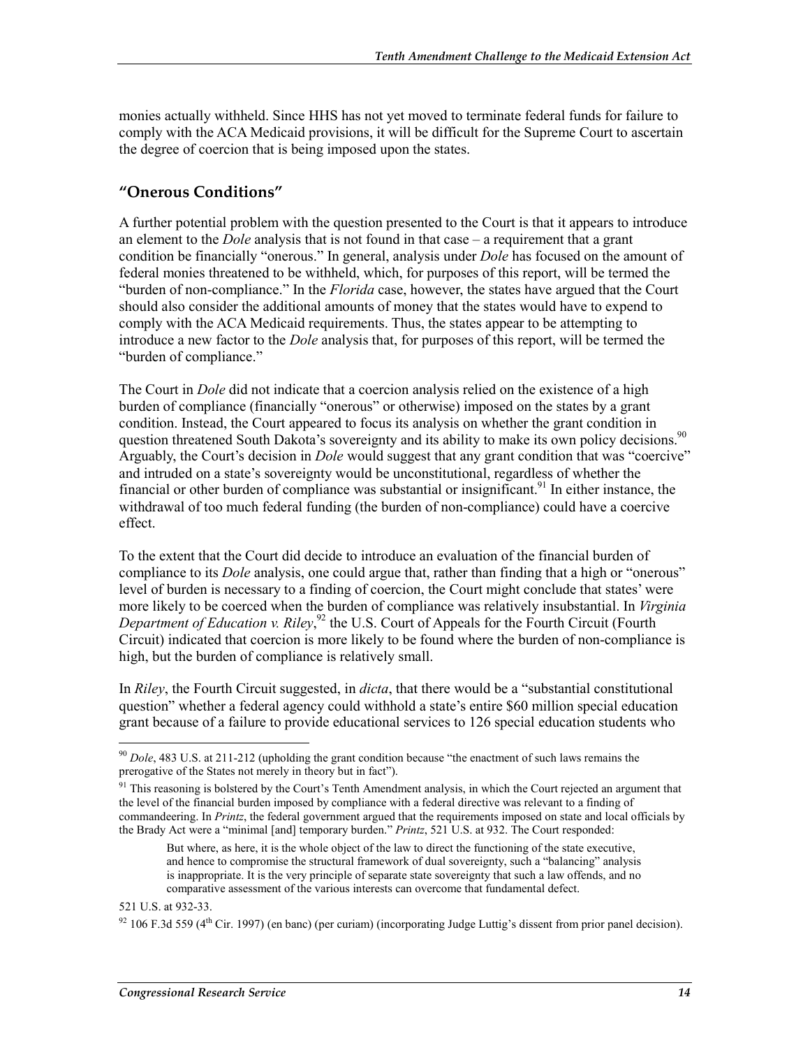monies actually withheld. Since HHS has not yet moved to terminate federal funds for failure to comply with the ACA Medicaid provisions, it will be difficult for the Supreme Court to ascertain the degree of coercion that is being imposed upon the states.

## "Onerous Conditions"

A further potential problem with the question presented to the Court is that it appears to introduce an element to the *Dole* analysis that is not found in that case – a requirement that a grant condition be financially "onerous." In general, analysis under *Dole* has focused on the amount of federal monies threatened to be withheld, which, for purposes of this report, will be termed the "burden of non-compliance." In the *Florida* case, however, the states have argued that the Court should also consider the additional amounts of money that the states would have to expend to comply with the ACA Medicaid requirements. Thus, the states appear to be attempting to introduce a new factor to the *Dole* analysis that, for purposes of this report, will be termed the "burden of compliance."

The Court in *Dole* did not indicate that a coercion analysis relied on the existence of a high burden of compliance (financially "onerous" or otherwise) imposed on the states by a grant condition. Instead, the Court appeared to focus its analysis on whether the grant condition in question threatened South Dakota's sovereignty and its ability to make its own policy decisions.[90] Arguably, the Court's decision in *Dole* would suggest that any grant condition that was "coercive" and intruded on a state's sovereignty would be unconstitutional, regardless of whether the financial or other burden of compliance was substantial or insignificant.[91] In either instance, the withdrawal of too much federal funding (the burden of non-compliance) could have a coercive effect.

To the extent that the Court did decide to introduce an evaluation of the financial burden of compliance to its *Dole* analysis, one could argue that, rather than finding that a high or "onerous" level of burden is necessary to a finding of coercion, the Court might conclude that states' were more likely to be coerced when the burden of compliance was relatively insubstantial. In *Virginia Department of Education v. Riley*,[92] the U.S. Court of Appeals for the Fourth Circuit (Fourth Circuit) indicated that coercion is more likely to be found where the burden of non-compliance is high, but the burden of compliance is relatively small.

In *Riley*, the Fourth Circuit suggested, in *dicta*, that there would be a "substantial constitutional question" whether a federal agency could withhold a state's entire $60 million special education grant because of a failure to provide educational services to 126 special education students who

---

[90] *Dole*, 483 U.S. at 211-212 (upholding the grant condition because "the enactment of such laws remains the prerogative of the States not merely in theory but in fact").

[91] This reasoning is bolstered by the Court's Tenth Amendment analysis, in which the Court rejected an argument that the level of the financial burden imposed by compliance with a federal directive was relevant to a finding of commandeering. In *Printz*, the federal government argued that the requirements imposed on state and local officials by the Brady Act were a "minimal [and] temporary burden." *Printz*, 521 U.S. at 932. The Court responded:

> But where, as here, it is the whole object of the law to direct the functioning of the state executive, and hence to compromise the structural framework of dual sovereignty, such a "balancing" analysis is inappropriate. It is the very principle of separate state sovereignty that such a law offends, and no comparative assessment of the various interests can overcome that fundamental defect.

521 U.S. at 932-33.

[92] 106 F.3d 559 (4th Cir. 1997) (en banc) (per curiam) (incorporating Judge Luttig's dissent from prior panel decision).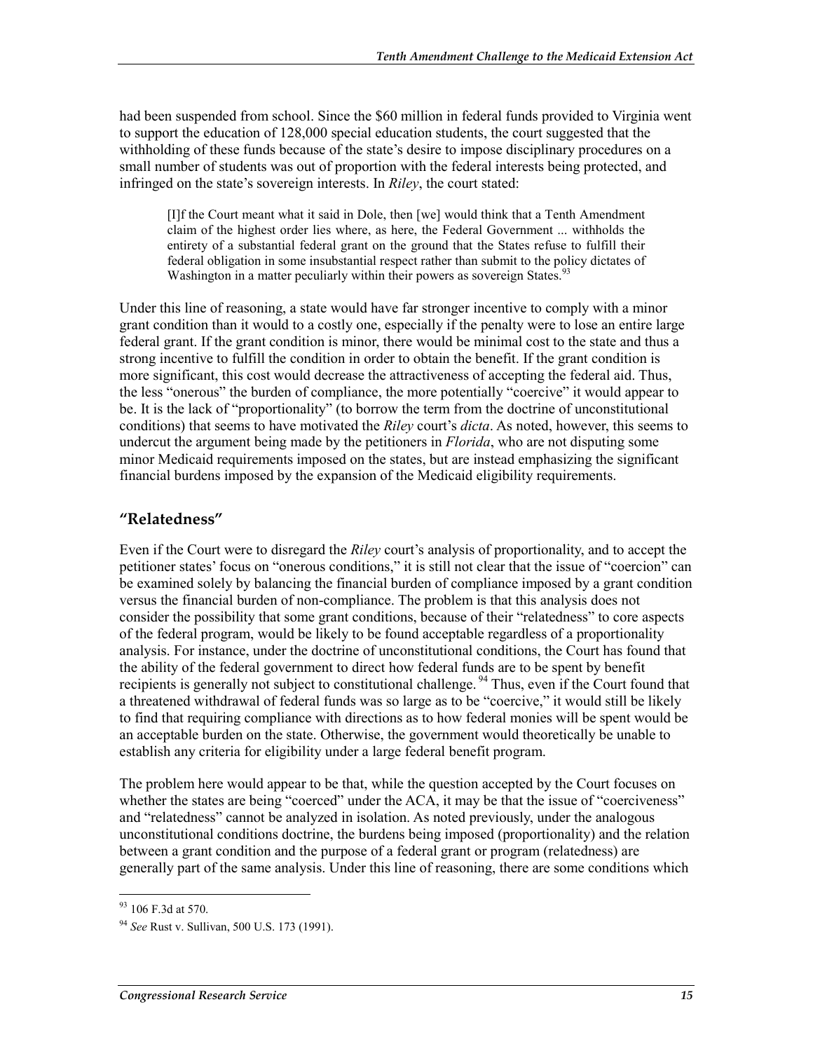had been suspended from school. Since the $60 million in federal funds provided to Virginia went to support the education of 128,000 special education students, the court suggested that the withholding of these funds because of the state's desire to impose disciplinary procedures on a small number of students was out of proportion with the federal interests being protected, and infringed on the state's sovereign interests. In *Riley*, the court stated:

> [I]f the Court meant what it said in Dole, then [we] would think that a Tenth Amendment claim of the highest order lies where, as here, the Federal Government ... withholds the entirety of a substantial federal grant on the ground that the States refuse to fulfill their federal obligation in some insubstantial respect rather than submit to the policy dictates of Washington in a matter peculiarly within their powers as sovereign States.[93]

Under this line of reasoning, a state would have far stronger incentive to comply with a minor grant condition than it would to a costly one, especially if the penalty were to lose an entire large federal grant. If the grant condition is minor, there would be minimal cost to the state and thus a strong incentive to fulfill the condition in order to obtain the benefit. If the grant condition is more significant, this cost would decrease the attractiveness of accepting the federal aid. Thus, the less "onerous" the burden of compliance, the more potentially "coercive" it would appear to be. It is the lack of "proportionality" (to borrow the term from the doctrine of unconstitutional conditions) that seems to have motivated the *Riley* court's *dicta*. As noted, however, this seems to undercut the argument being made by the petitioners in *Florida*, who are not disputing some minor Medicaid requirements imposed on the states, but are instead emphasizing the significant financial burdens imposed by the expansion of the Medicaid eligibility requirements.

## "Relatedness"

Even if the Court were to disregard the *Riley* court's analysis of proportionality, and to accept the petitioner states' focus on "onerous conditions," it is still not clear that the issue of "coercion" can be examined solely by balancing the financial burden of compliance imposed by a grant condition versus the financial burden of non-compliance. The problem is that this analysis does not consider the possibility that some grant conditions, because of their "relatedness" to core aspects of the federal program, would be likely to be found acceptable regardless of a proportionality analysis. For instance, under the doctrine of unconstitutional conditions, the Court has found that the ability of the federal government to direct how federal funds are to be spent by benefit recipients is generally not subject to constitutional challenge.[94] Thus, even if the Court found that a threatened withdrawal of federal funds was so large as to be "coercive," it would still be likely to find that requiring compliance with directions as to how federal monies will be spent would be an acceptable burden on the state. Otherwise, the government would theoretically be unable to establish any criteria for eligibility under a large federal benefit program.

The problem here would appear to be that, while the question accepted by the Court focuses on whether the states are being "coerced" under the ACA, it may be that the issue of "coerciveness" and "relatedness" cannot be analyzed in isolation. As noted previously, under the analogous unconstitutional conditions doctrine, the burdens being imposed (proportionality) and the relation between a grant condition and the purpose of a federal grant or program (relatedness) are generally part of the same analysis. Under this line of reasoning, there are some conditions which

---

[93] 106 F.3d at 570.

[94] *See* Rust v. Sullivan, 500 U.S. 173 (1991).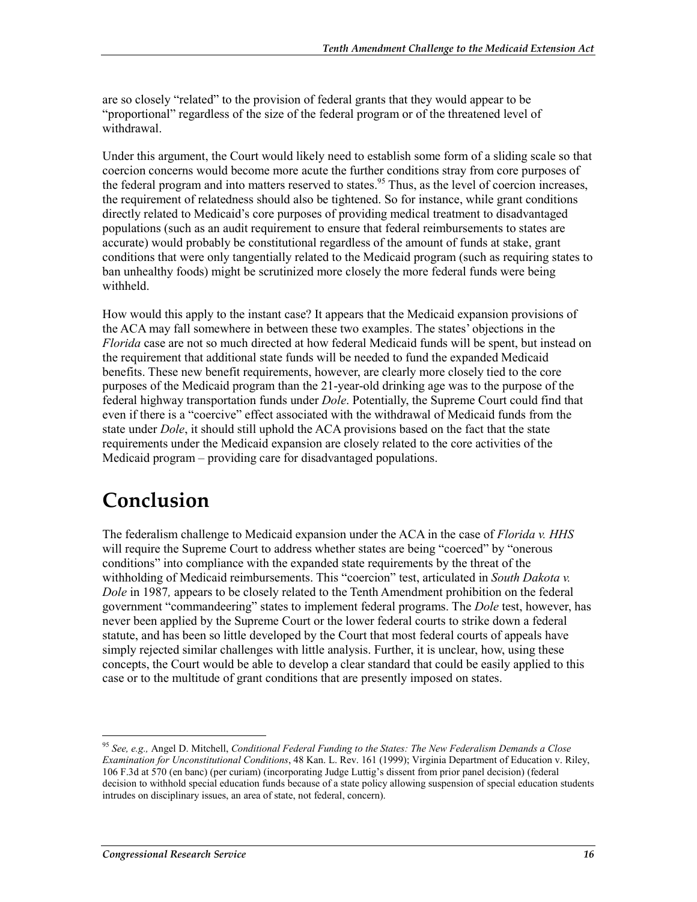are so closely "related" to the provision of federal grants that they would appear to be "proportional" regardless of the size of the federal program or of the threatened level of withdrawal.

Under this argument, the Court would likely need to establish some form of a sliding scale so that coercion concerns would become more acute the further conditions stray from core purposes of the federal program and into matters reserved to states.[95] Thus, as the level of coercion increases, the requirement of relatedness should also be tightened. So for instance, while grant conditions directly related to Medicaid's core purposes of providing medical treatment to disadvantaged populations (such as an audit requirement to ensure that federal reimbursements to states are accurate) would probably be constitutional regardless of the amount of funds at stake, grant conditions that were only tangentially related to the Medicaid program (such as requiring states to ban unhealthy foods) might be scrutinized more closely the more federal funds were being withheld.

How would this apply to the instant case? It appears that the Medicaid expansion provisions of the ACA may fall somewhere in between these two examples. The states' objections in the *Florida* case are not so much directed at how federal Medicaid funds will be spent, but instead on the requirement that additional state funds will be needed to fund the expanded Medicaid benefits. These new benefit requirements, however, are clearly more closely tied to the core purposes of the Medicaid program than the 21-year-old drinking age was to the purpose of the federal highway transportation funds under *Dole*. Potentially, the Supreme Court could find that even if there is a "coercive" effect associated with the withdrawal of Medicaid funds from the state under *Dole*, it should still uphold the ACA provisions based on the fact that the state requirements under the Medicaid expansion are closely related to the core activities of the Medicaid program – providing care for disadvantaged populations.

# Conclusion

The federalism challenge to Medicaid expansion under the ACA in the case of *Florida v. HHS* will require the Supreme Court to address whether states are being "coerced" by "onerous conditions" into compliance with the expanded state requirements by the threat of the withholding of Medicaid reimbursements. This "coercion" test, articulated in *South Dakota v. Dole* in 1987*,* appears to be closely related to the Tenth Amendment prohibition on the federal government "commandeering" states to implement federal programs. The *Dole* test, however, has never been applied by the Supreme Court or the lower federal courts to strike down a federal statute, and has been so little developed by the Court that most federal courts of appeals have simply rejected similar challenges with little analysis. Further, it is unclear, how, using these concepts, the Court would be able to develop a clear standard that could be easily applied to this case or to the multitude of grant conditions that are presently imposed on states.

---

[95] *See, e.g.,* Angel D. Mitchell, *Conditional Federal Funding to the States: The New Federalism Demands a Close Examination for Unconstitutional Conditions*, 48 Kan. L. Rev. 161 (1999); Virginia Department of Education v. Riley, 106 F.3d at 570 (en banc) (per curiam) (incorporating Judge Luttig's dissent from prior panel decision) (federal decision to withhold special education funds because of a state policy allowing suspension of special education students intrudes on disciplinary issues, an area of state, not federal, concern).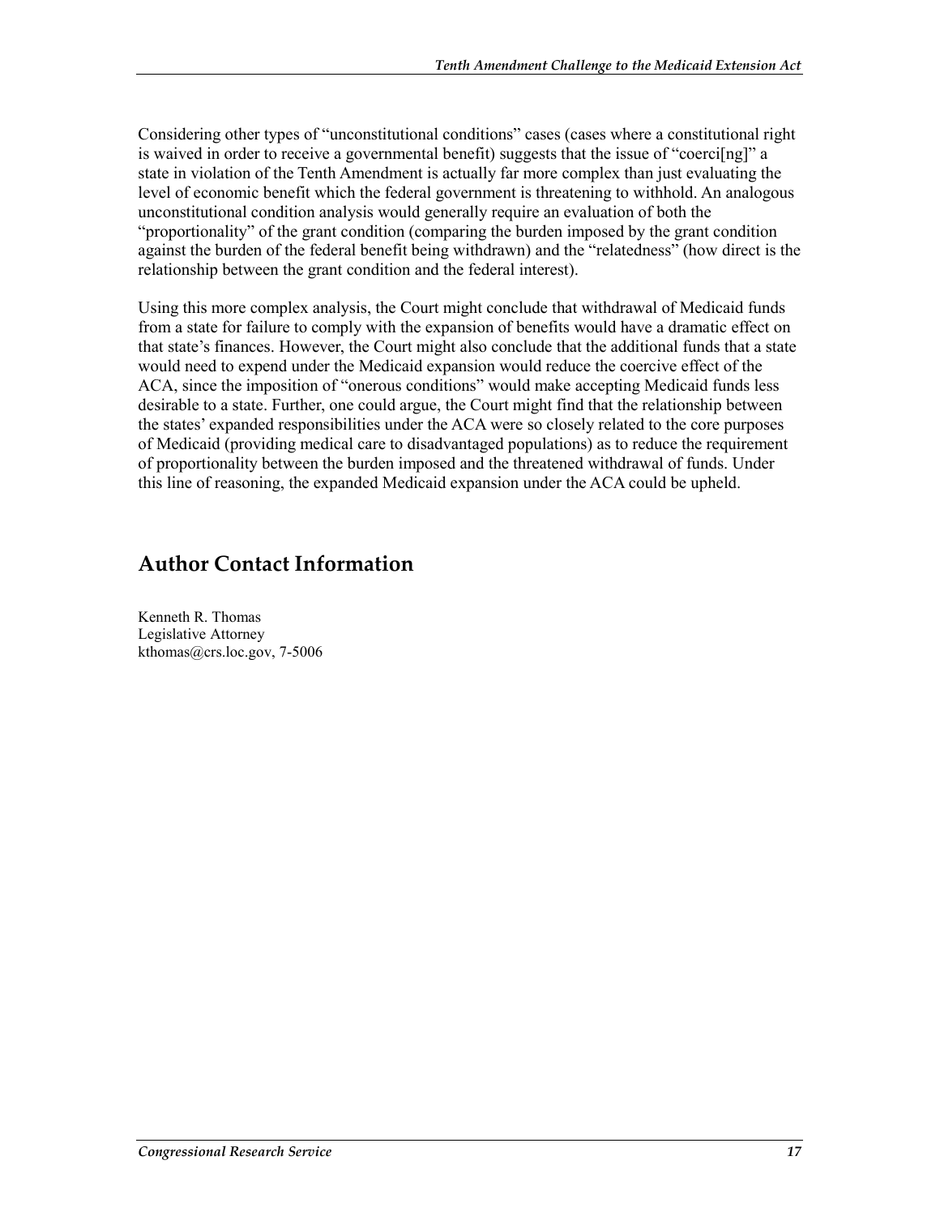Considering other types of "unconstitutional conditions" cases (cases where a constitutional right is waived in order to receive a governmental benefit) suggests that the issue of "coerci[ng]" a state in violation of the Tenth Amendment is actually far more complex than just evaluating the level of economic benefit which the federal government is threatening to withhold. An analogous unconstitutional condition analysis would generally require an evaluation of both the "proportionality" of the grant condition (comparing the burden imposed by the grant condition against the burden of the federal benefit being withdrawn) and the "relatedness" (how direct is the relationship between the grant condition and the federal interest).

Using this more complex analysis, the Court might conclude that withdrawal of Medicaid funds from a state for failure to comply with the expansion of benefits would have a dramatic effect on that state's finances. However, the Court might also conclude that the additional funds that a state would need to expend under the Medicaid expansion would reduce the coercive effect of the ACA, since the imposition of "onerous conditions" would make accepting Medicaid funds less desirable to a state. Further, one could argue, the Court might find that the relationship between the states' expanded responsibilities under the ACA were so closely related to the core purposes of Medicaid (providing medical care to disadvantaged populations) as to reduce the requirement of proportionality between the burden imposed and the threatened withdrawal of funds. Under this line of reasoning, the expanded Medicaid expansion under the ACA could be upheld.

## Author Contact Information

Kenneth R. Thomas
Legislative Attorney
kthomas@crs.loc.gov, 7-5006